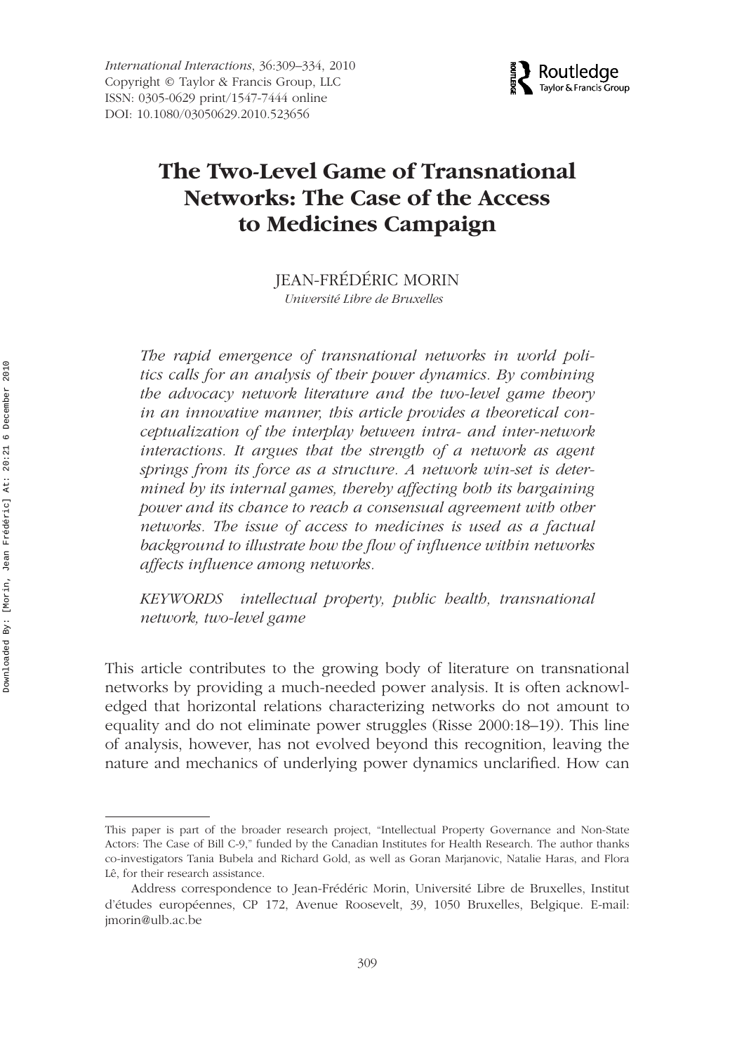# The Two-Level Game of Transnational Networks: The Case of the Access to Medicines Campaign

JEAN-FRÉDÉRIC MORIN

*Université Libre de Bruxelles*

*The rapid emergence of transnational networks in world politics calls for an analysis of their power dynamics. By combining the advocacy network literature and the two-level game theory in an innovative manner, this article provides a theoretical conceptualization of the interplay between intra- and inter-network interactions. It argues that the strength of a network as agent springs from its force as a structure. A network win-set is determined by its internal games, thereby affecting both its bargaining power and its chance to reach a consensual agreement with other networks. The issue of access to medicines is used as a factual background to illustrate how the flow of influence within networks affects influence among networks.*

*KEYWORDS* intellectual property, public health, transnational network, two-level game

This article contributes to the growing body of literature on transnational networks by providing a much-needed power analysis. It is often acknowledged that horizontal relations characterizing networks do not amount to equality and do not eliminate power struggles (Risse 2000:18–19). This line of analysis, however, has not evolved beyond this recognition, leaving the nature and mechanics of underlying power dynamics unclarified. How can

---

This paper is part of the broader research project, "Intellectual Property Governance and Non-State Actors: The Case of Bill C-9," funded by the Canadian Institutes for Health Research. The author thanks co-investigators Tania Bubela and Richard Gold, as well as Goran Marjanovic, Natalie Haras, and Flora Lê, for their research assistance.

Address correspondence to Jean-Frédéric Morin, Université Libre de Bruxelles, Institut d'études européennes, CP 172, Avenue Roosevelt, 39, 1050 Bruxelles, Belgique. E-mail: jmorin@ulb.ac.be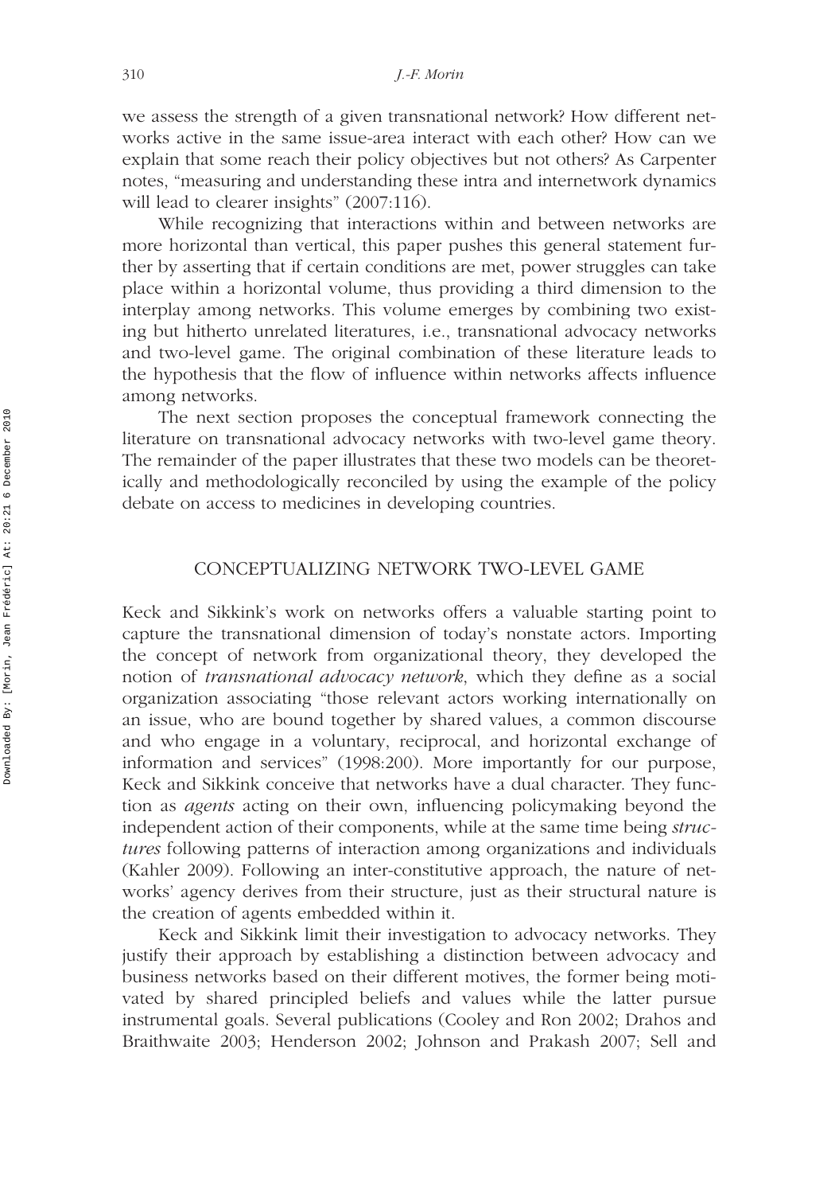we assess the strength of a given transnational network? How different networks active in the same issue-area interact with each other? How can we explain that some reach their policy objectives but not others? As Carpenter notes, "measuring and understanding these intra and internetwork dynamics will lead to clearer insights" (2007:116).

While recognizing that interactions within and between networks are more horizontal than vertical, this paper pushes this general statement further by asserting that if certain conditions are met, power struggles can take place within a horizontal volume, thus providing a third dimension to the interplay among networks. This volume emerges by combining two existing but hitherto unrelated literatures, i.e., transnational advocacy networks and two-level game. The original combination of these literature leads to the hypothesis that the flow of influence within networks affects influence among networks.

The next section proposes the conceptual framework connecting the literature on transnational advocacy networks with two-level game theory. The remainder of the paper illustrates that these two models can be theoretically and methodologically reconciled by using the example of the policy debate on access to medicines in developing countries.

## CONCEPTUALIZING NETWORK TWO-LEVEL GAME

Keck and Sikkink's work on networks offers a valuable starting point to capture the transnational dimension of today's nonstate actors. Importing the concept of network from organizational theory, they developed the notion of *transnational advocacy network*, which they define as a social organization associating "those relevant actors working internationally on an issue, who are bound together by shared values, a common discourse and who engage in a voluntary, reciprocal, and horizontal exchange of information and services" (1998:200). More importantly for our purpose, Keck and Sikkink conceive that networks have a dual character. They function as *agents* acting on their own, influencing policymaking beyond the independent action of their components, while at the same time being *structures* following patterns of interaction among organizations and individuals (Kahler 2009). Following an inter-constitutive approach, the nature of networks' agency derives from their structure, just as their structural nature is the creation of agents embedded within it.

Keck and Sikkink limit their investigation to advocacy networks. They justify their approach by establishing a distinction between advocacy and business networks based on their different motives, the former being motivated by shared principled beliefs and values while the latter pursue instrumental goals. Several publications (Cooley and Ron 2002; Drahos and Braithwaite 2003; Henderson 2002; Johnson and Prakash 2007; Sell and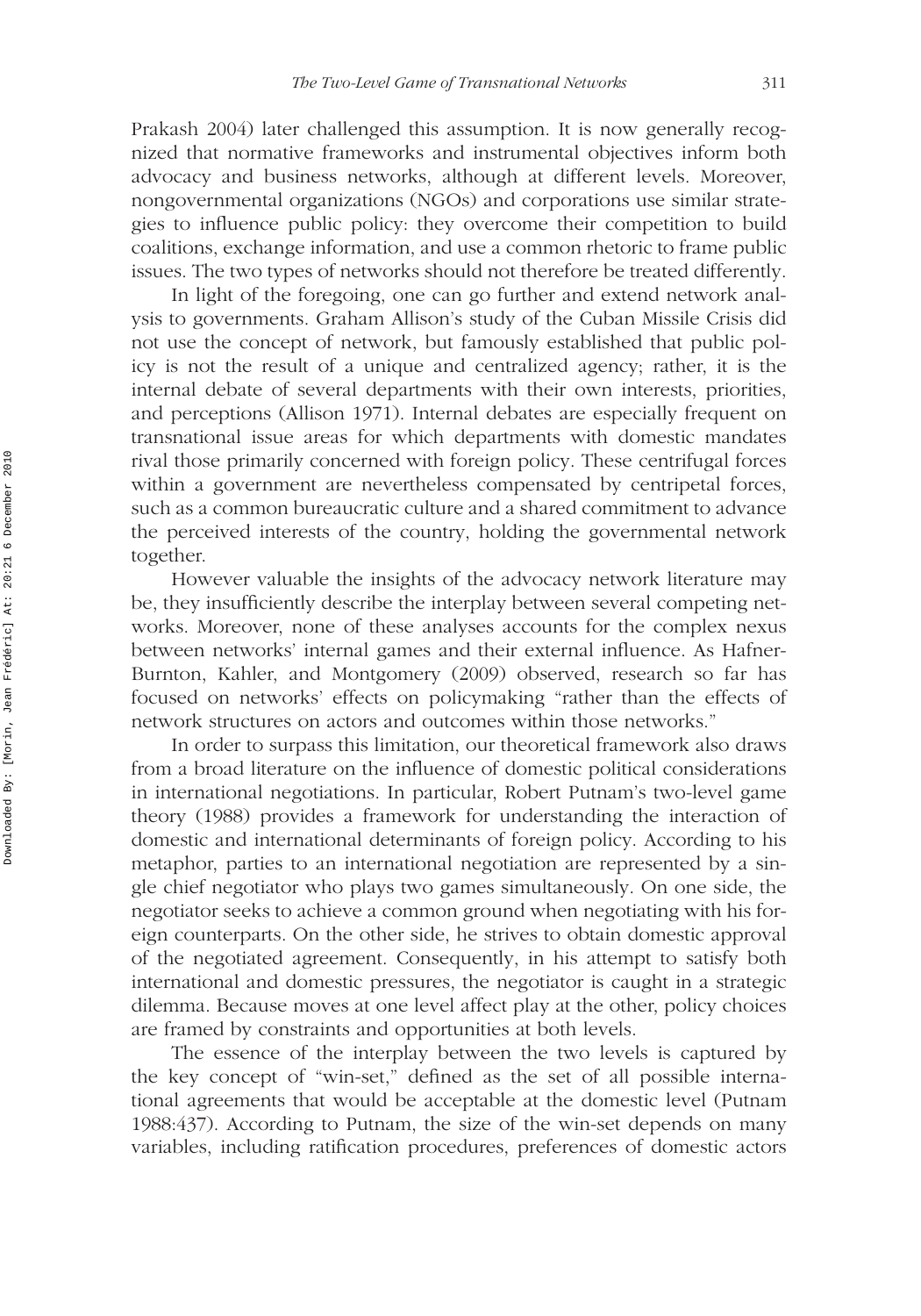Prakash 2004) later challenged this assumption. It is now generally recognized that normative frameworks and instrumental objectives inform both advocacy and business networks, although at different levels. Moreover, nongovernmental organizations (NGOs) and corporations use similar strategies to influence public policy: they overcome their competition to build coalitions, exchange information, and use a common rhetoric to frame public issues. The two types of networks should not therefore be treated differently.

In light of the foregoing, one can go further and extend network analysis to governments. Graham Allison's study of the Cuban Missile Crisis did not use the concept of network, but famously established that public policy is not the result of a unique and centralized agency; rather, it is the internal debate of several departments with their own interests, priorities, and perceptions (Allison 1971). Internal debates are especially frequent on transnational issue areas for which departments with domestic mandates rival those primarily concerned with foreign policy. These centrifugal forces within a government are nevertheless compensated by centripetal forces, such as a common bureaucratic culture and a shared commitment to advance the perceived interests of the country, holding the governmental network together.

However valuable the insights of the advocacy network literature may be, they insufficiently describe the interplay between several competing networks. Moreover, none of these analyses accounts for the complex nexus between networks' internal games and their external influence. As Hafner-Burnton, Kahler, and Montgomery (2009) observed, research so far has focused on networks' effects on policymaking "rather than the effects of network structures on actors and outcomes within those networks."

In order to surpass this limitation, our theoretical framework also draws from a broad literature on the influence of domestic political considerations in international negotiations. In particular, Robert Putnam's two-level game theory (1988) provides a framework for understanding the interaction of domestic and international determinants of foreign policy. According to his metaphor, parties to an international negotiation are represented by a single chief negotiator who plays two games simultaneously. On one side, the negotiator seeks to achieve a common ground when negotiating with his foreign counterparts. On the other side, he strives to obtain domestic approval of the negotiated agreement. Consequently, in his attempt to satisfy both international and domestic pressures, the negotiator is caught in a strategic dilemma. Because moves at one level affect play at the other, policy choices are framed by constraints and opportunities at both levels.

The essence of the interplay between the two levels is captured by the key concept of "win-set," defined as the set of all possible international agreements that would be acceptable at the domestic level (Putnam 1988:437). According to Putnam, the size of the win-set depends on many variables, including ratification procedures, preferences of domestic actors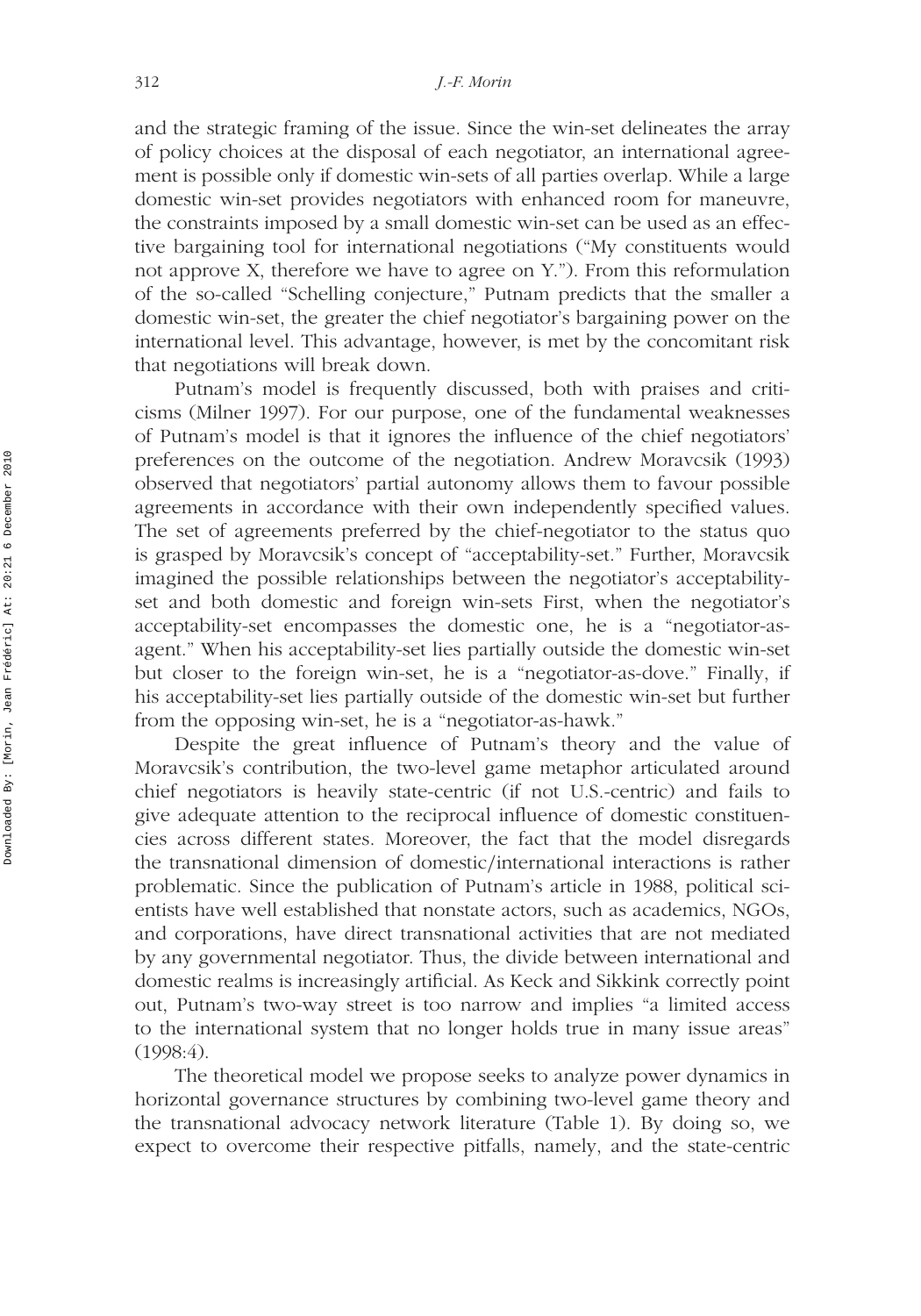and the strategic framing of the issue. Since the win-set delineates the array of policy choices at the disposal of each negotiator, an international agreement is possible only if domestic win-sets of all parties overlap. While a large domestic win-set provides negotiators with enhanced room for maneuvre, the constraints imposed by a small domestic win-set can be used as an effective bargaining tool for international negotiations ("My constituents would not approve X, therefore we have to agree on Y."). From this reformulation of the so-called "Schelling conjecture," Putnam predicts that the smaller a domestic win-set, the greater the chief negotiator's bargaining power on the international level. This advantage, however, is met by the concomitant risk that negotiations will break down.

Putnam's model is frequently discussed, both with praises and criticisms (Milner 1997). For our purpose, one of the fundamental weaknesses of Putnam's model is that it ignores the influence of the chief negotiators' preferences on the outcome of the negotiation. Andrew Moravcsik (1993) observed that negotiators' partial autonomy allows them to favour possible agreements in accordance with their own independently specified values. The set of agreements preferred by the chief-negotiator to the status quo is grasped by Moravcsik's concept of "acceptability-set." Further, Moravcsik imagined the possible relationships between the negotiator's acceptability-set and both domestic and foreign win-sets First, when the negotiator's acceptability-set encompasses the domestic one, he is a "negotiator-as-agent." When his acceptability-set lies partially outside the domestic win-set but closer to the foreign win-set, he is a "negotiator-as-dove." Finally, if his acceptability-set lies partially outside of the domestic win-set but further from the opposing win-set, he is a "negotiator-as-hawk."

Despite the great influence of Putnam's theory and the value of Moravcsik's contribution, the two-level game metaphor articulated around chief negotiators is heavily state-centric (if not U.S.-centric) and fails to give adequate attention to the reciprocal influence of domestic constituencies across different states. Moreover, the fact that the model disregards the transnational dimension of domestic/international interactions is rather problematic. Since the publication of Putnam's article in 1988, political scientists have well established that nonstate actors, such as academics, NGOs, and corporations, have direct transnational activities that are not mediated by any governmental negotiator. Thus, the divide between international and domestic realms is increasingly artificial. As Keck and Sikkink correctly point out, Putnam's two-way street is too narrow and implies "a limited access to the international system that no longer holds true in many issue areas" (1998:4).

The theoretical model we propose seeks to analyze power dynamics in horizontal governance structures by combining two-level game theory and the transnational advocacy network literature (Table 1). By doing so, we expect to overcome their respective pitfalls, namely, and the state-centric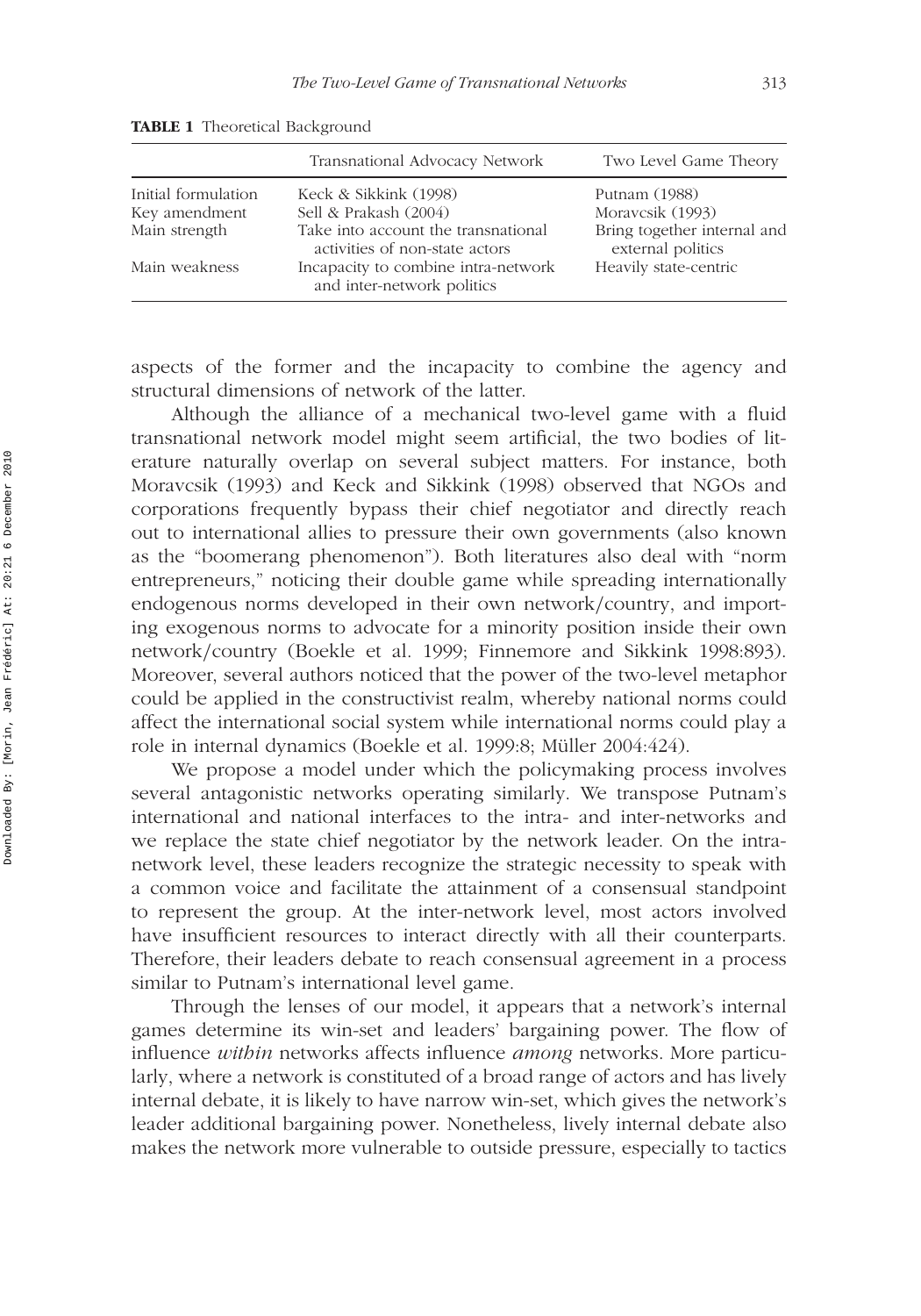**TABLE 1** Theoretical Background

| | Transnational Advocacy Network | Two Level Game Theory |
|---|---|---|
| Initial formulation | Keck & Sikkink (1998) | Putnam (1988) |
| Key amendment | Sell & Prakash (2004) | Moravcsik (1993) |
| Main strength | Take into account the transnational activities of non-state actors | Bring together internal and external politics |
| Main weakness | Incapacity to combine intra-network and inter-network politics | Heavily state-centric |

aspects of the former and the incapacity to combine the agency and structural dimensions of network of the latter.

Although the alliance of a mechanical two-level game with a fluid transnational network model might seem artificial, the two bodies of literature naturally overlap on several subject matters. For instance, both Moravcsik (1993) and Keck and Sikkink (1998) observed that NGOs and corporations frequently bypass their chief negotiator and directly reach out to international allies to pressure their own governments (also known as the "boomerang phenomenon"). Both literatures also deal with "norm entrepreneurs," noticing their double game while spreading internationally endogenous norms developed in their own network/country, and importing exogenous norms to advocate for a minority position inside their own network/country (Boekle et al. 1999; Finnemore and Sikkink 1998:893). Moreover, several authors noticed that the power of the two-level metaphor could be applied in the constructivist realm, whereby national norms could affect the international social system while international norms could play a role in internal dynamics (Boekle et al. 1999:8; Müller 2004:424).

We propose a model under which the policymaking process involves several antagonistic networks operating similarly. We transpose Putnam's international and national interfaces to the intra- and inter-networks and we replace the state chief negotiator by the network leader. On the intra-network level, these leaders recognize the strategic necessity to speak with a common voice and facilitate the attainment of a consensual standpoint to represent the group. At the inter-network level, most actors involved have insufficient resources to interact directly with all their counterparts. Therefore, their leaders debate to reach consensual agreement in a process similar to Putnam's international level game.

Through the lenses of our model, it appears that a network's internal games determine its win-set and leaders' bargaining power. The flow of influence *within* networks affects influence *among* networks. More particularly, where a network is constituted of a broad range of actors and has lively internal debate, it is likely to have narrow win-set, which gives the network's leader additional bargaining power. Nonetheless, lively internal debate also makes the network more vulnerable to outside pressure, especially to tactics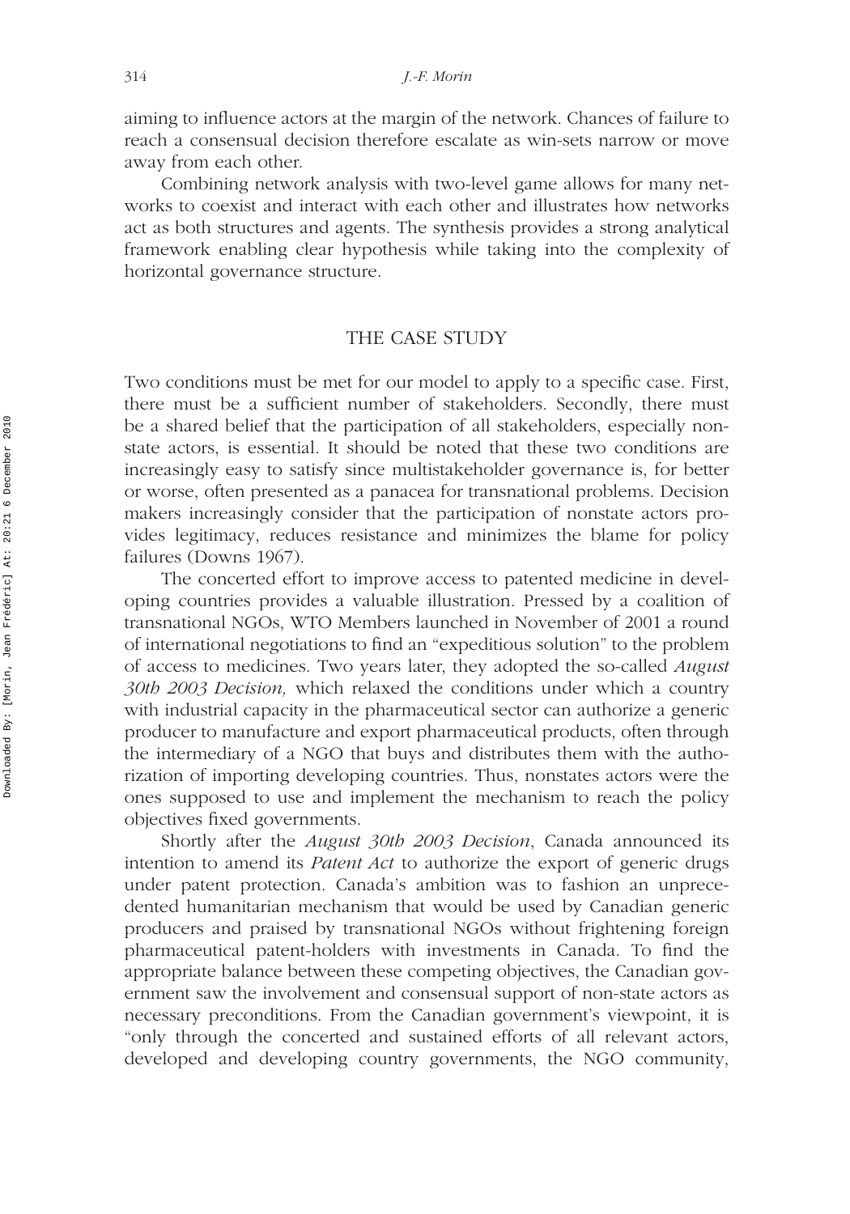aiming to influence actors at the margin of the network. Chances of failure to reach a consensual decision therefore escalate as win-sets narrow or move away from each other.

Combining network analysis with two-level game allows for many networks to coexist and interact with each other and illustrates how networks act as both structures and agents. The synthesis provides a strong analytical framework enabling clear hypothesis while taking into the complexity of horizontal governance structure.

## THE CASE STUDY

Two conditions must be met for our model to apply to a specific case. First, there must be a sufficient number of stakeholders. Secondly, there must be a shared belief that the participation of all stakeholders, especially nonstate actors, is essential. It should be noted that these two conditions are increasingly easy to satisfy since multistakeholder governance is, for better or worse, often presented as a panacea for transnational problems. Decision makers increasingly consider that the participation of nonstate actors provides legitimacy, reduces resistance and minimizes the blame for policy failures (Downs 1967).

The concerted effort to improve access to patented medicine in developing countries provides a valuable illustration. Pressed by a coalition of transnational NGOs, WTO Members launched in November of 2001 a round of international negotiations to find an "expeditious solution" to the problem of access to medicines. Two years later, they adopted the so-called *August 30th 2003 Decision,* which relaxed the conditions under which a country with industrial capacity in the pharmaceutical sector can authorize a generic producer to manufacture and export pharmaceutical products, often through the intermediary of a NGO that buys and distributes them with the authorization of importing developing countries. Thus, nonstates actors were the ones supposed to use and implement the mechanism to reach the policy objectives fixed governments.

Shortly after the *August 30th 2003 Decision*, Canada announced its intention to amend its *Patent Act* to authorize the export of generic drugs under patent protection. Canada's ambition was to fashion an unprecedented humanitarian mechanism that would be used by Canadian generic producers and praised by transnational NGOs without frightening foreign pharmaceutical patent-holders with investments in Canada. To find the appropriate balance between these competing objectives, the Canadian government saw the involvement and consensual support of non-state actors as necessary preconditions. From the Canadian government's viewpoint, it is "only through the concerted and sustained efforts of all relevant actors, developed and developing country governments, the NGO community,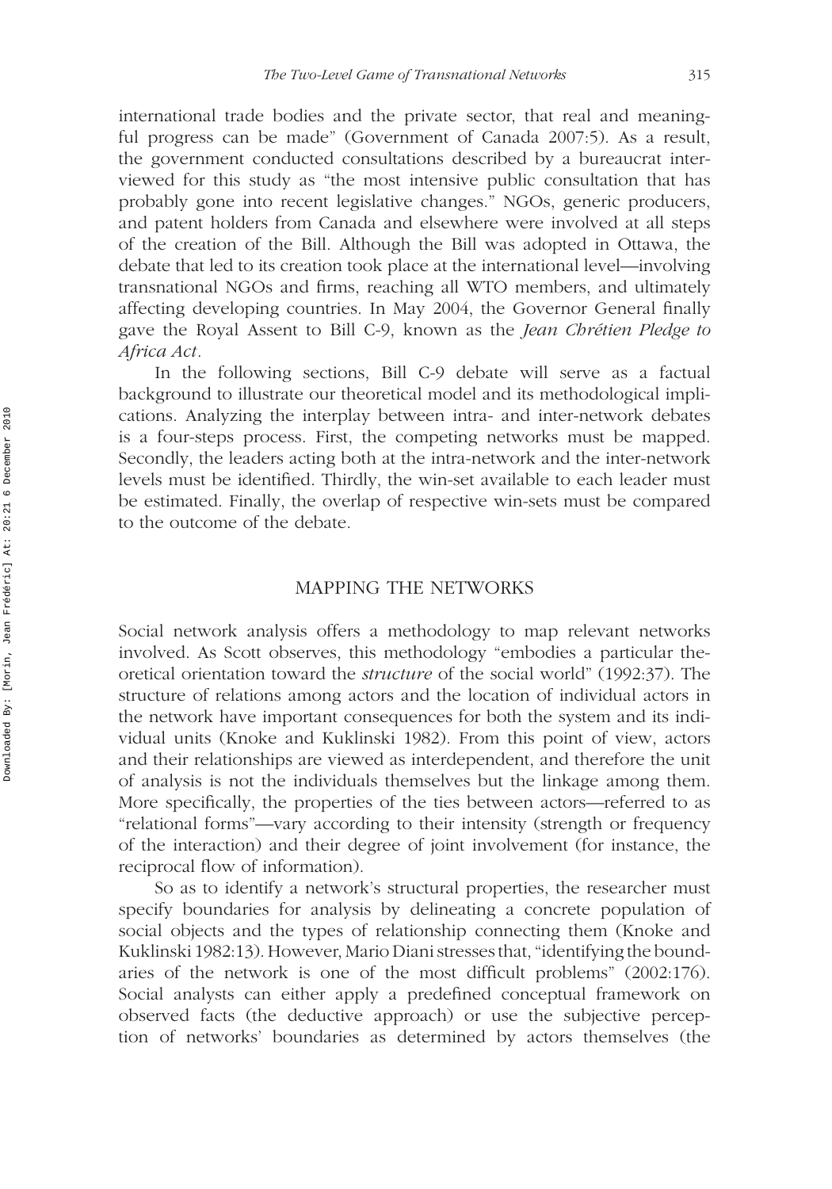international trade bodies and the private sector, that real and meaningful progress can be made" (Government of Canada 2007:5). As a result, the government conducted consultations described by a bureaucrat interviewed for this study as "the most intensive public consultation that has probably gone into recent legislative changes." NGOs, generic producers, and patent holders from Canada and elsewhere were involved at all steps of the creation of the Bill. Although the Bill was adopted in Ottawa, the debate that led to its creation took place at the international level—involving transnational NGOs and firms, reaching all WTO members, and ultimately affecting developing countries. In May 2004, the Governor General finally gave the Royal Assent to Bill C-9, known as the *Jean Chrétien Pledge to Africa Act*.

In the following sections, Bill C-9 debate will serve as a factual background to illustrate our theoretical model and its methodological implications. Analyzing the interplay between intra- and inter-network debates is a four-steps process. First, the competing networks must be mapped. Secondly, the leaders acting both at the intra-network and the inter-network levels must be identified. Thirdly, the win-set available to each leader must be estimated. Finally, the overlap of respective win-sets must be compared to the outcome of the debate.

## MAPPING THE NETWORKS

Social network analysis offers a methodology to map relevant networks involved. As Scott observes, this methodology "embodies a particular theoretical orientation toward the *structure* of the social world" (1992:37). The structure of relations among actors and the location of individual actors in the network have important consequences for both the system and its individual units (Knoke and Kuklinski 1982). From this point of view, actors and their relationships are viewed as interdependent, and therefore the unit of analysis is not the individuals themselves but the linkage among them. More specifically, the properties of the ties between actors—referred to as "relational forms"—vary according to their intensity (strength or frequency of the interaction) and their degree of joint involvement (for instance, the reciprocal flow of information).

So as to identify a network's structural properties, the researcher must specify boundaries for analysis by delineating a concrete population of social objects and the types of relationship connecting them (Knoke and Kuklinski 1982:13). However, Mario Diani stresses that, "identifying the boundaries of the network is one of the most difficult problems" (2002:176). Social analysts can either apply a predefined conceptual framework on observed facts (the deductive approach) or use the subjective perception of networks' boundaries as determined by actors themselves (the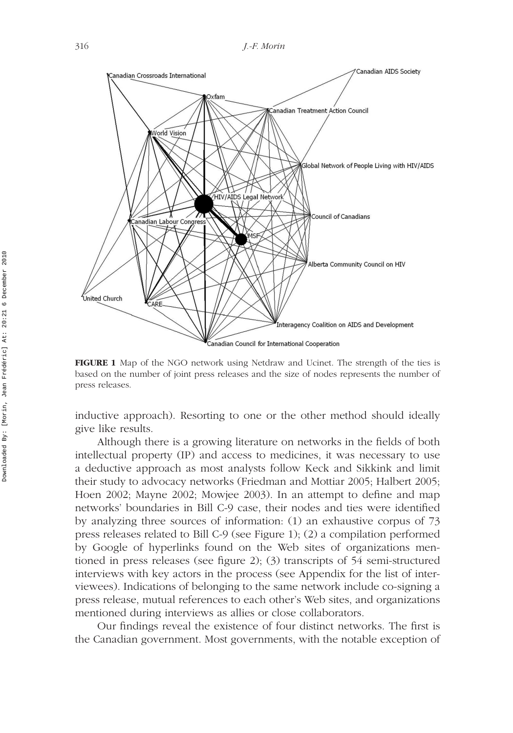**FIGURE 1** Map of the NGO network using Netdraw and Ucinet. The strength of the ties is based on the number of joint press releases and the size of nodes represents the number of press releases.

inductive approach). Resorting to one or the other method should ideally give like results.

Although there is a growing literature on networks in the fields of both intellectual property (IP) and access to medicines, it was necessary to use a deductive approach as most analysts follow Keck and Sikkink and limit their study to advocacy networks (Friedman and Mottiar 2005; Halbert 2005; Hoen 2002; Mayne 2002; Mowjee 2003). In an attempt to define and map networks' boundaries in Bill C-9 case, their nodes and ties were identified by analyzing three sources of information: (1) an exhaustive corpus of 73 press releases related to Bill C-9 (see Figure 1); (2) a compilation performed by Google of hyperlinks found on the Web sites of organizations mentioned in press releases (see figure 2); (3) transcripts of 54 semi-structured interviews with key actors in the process (see Appendix for the list of interviewees). Indications of belonging to the same network include co-signing a press release, mutual references to each other's Web sites, and organizations mentioned during interviews as allies or close collaborators.

Our findings reveal the existence of four distinct networks. The first is the Canadian government. Most governments, with the notable exception of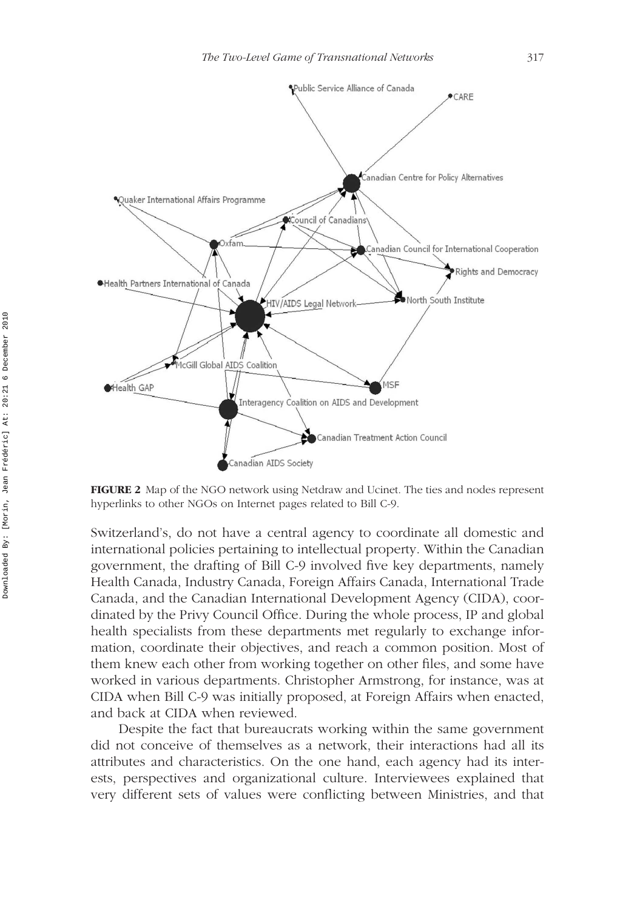**FIGURE 2** Map of the NGO network using Netdraw and Ucinet. The ties and nodes represent hyperlinks to other NGOs on Internet pages related to Bill C-9.

Switzerland's, do not have a central agency to coordinate all domestic and international policies pertaining to intellectual property. Within the Canadian government, the drafting of Bill C-9 involved five key departments, namely Health Canada, Industry Canada, Foreign Affairs Canada, International Trade Canada, and the Canadian International Development Agency (CIDA), coordinated by the Privy Council Office. During the whole process, IP and global health specialists from these departments met regularly to exchange information, coordinate their objectives, and reach a common position. Most of them knew each other from working together on other files, and some have worked in various departments. Christopher Armstrong, for instance, was at CIDA when Bill C-9 was initially proposed, at Foreign Affairs when enacted, and back at CIDA when reviewed.

Despite the fact that bureaucrats working within the same government did not conceive of themselves as a network, their interactions had all its attributes and characteristics. On the one hand, each agency had its interests, perspectives and organizational culture. Interviewees explained that very different sets of values were conflicting between Ministries, and that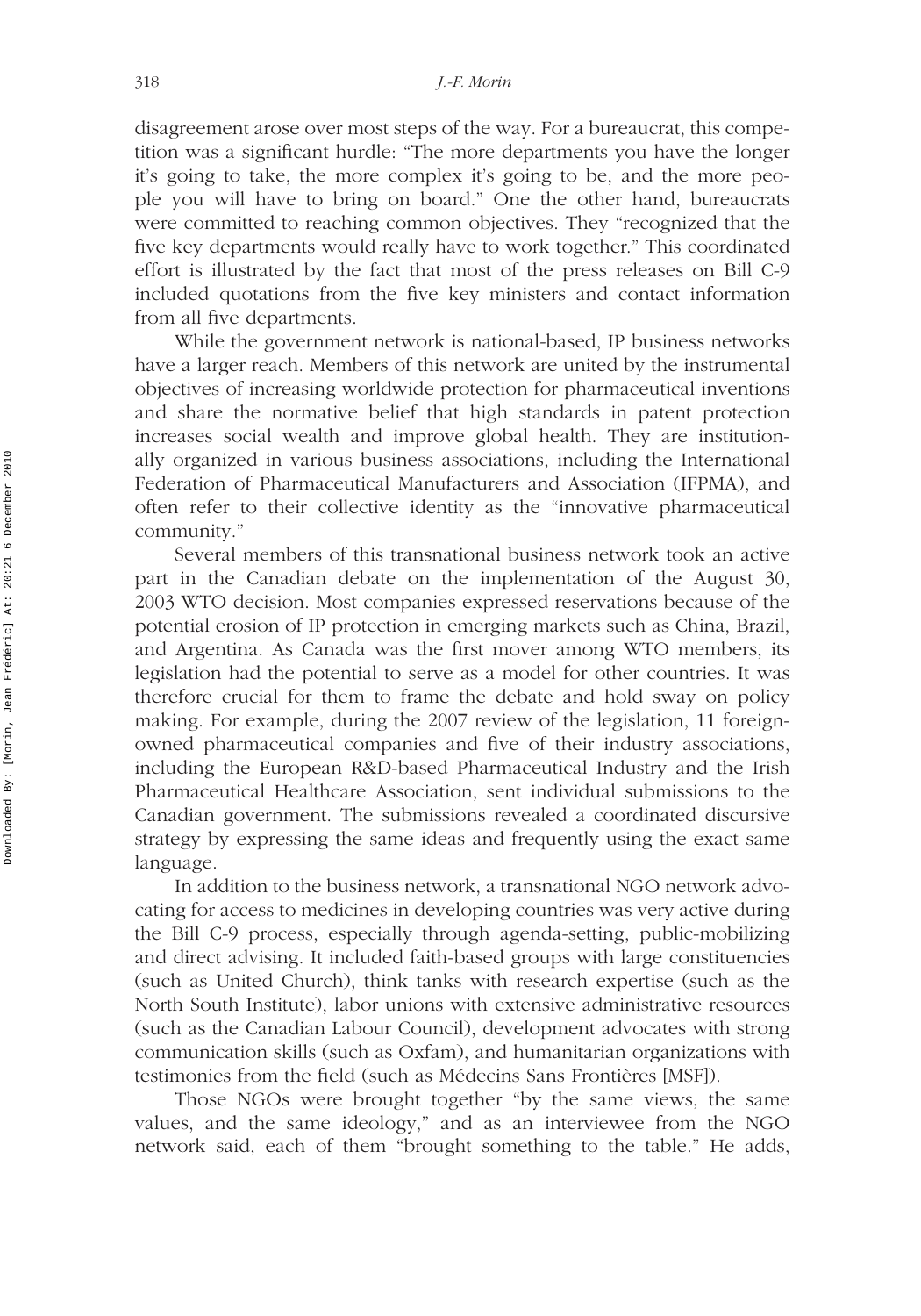disagreement arose over most steps of the way. For a bureaucrat, this competition was a significant hurdle: "The more departments you have the longer it's going to take, the more complex it's going to be, and the more people you will have to bring on board." One the other hand, bureaucrats were committed to reaching common objectives. They "recognized that the five key departments would really have to work together." This coordinated effort is illustrated by the fact that most of the press releases on Bill C-9 included quotations from the five key ministers and contact information from all five departments.

While the government network is national-based, IP business networks have a larger reach. Members of this network are united by the instrumental objectives of increasing worldwide protection for pharmaceutical inventions and share the normative belief that high standards in patent protection increases social wealth and improve global health. They are institutionally organized in various business associations, including the International Federation of Pharmaceutical Manufacturers and Association (IFPMA), and often refer to their collective identity as the "innovative pharmaceutical community."

Several members of this transnational business network took an active part in the Canadian debate on the implementation of the August 30, 2003 WTO decision. Most companies expressed reservations because of the potential erosion of IP protection in emerging markets such as China, Brazil, and Argentina. As Canada was the first mover among WTO members, its legislation had the potential to serve as a model for other countries. It was therefore crucial for them to frame the debate and hold sway on policy making. For example, during the 2007 review of the legislation, 11 foreign-owned pharmaceutical companies and five of their industry associations, including the European R&D-based Pharmaceutical Industry and the Irish Pharmaceutical Healthcare Association, sent individual submissions to the Canadian government. The submissions revealed a coordinated discursive strategy by expressing the same ideas and frequently using the exact same language.

In addition to the business network, a transnational NGO network advocating for access to medicines in developing countries was very active during the Bill C-9 process, especially through agenda-setting, public-mobilizing and direct advising. It included faith-based groups with large constituencies (such as United Church), think tanks with research expertise (such as the North South Institute), labor unions with extensive administrative resources (such as the Canadian Labour Council), development advocates with strong communication skills (such as Oxfam), and humanitarian organizations with testimonies from the field (such as Médecins Sans Frontières [MSF]).

Those NGOs were brought together "by the same views, the same values, and the same ideology," and as an interviewee from the NGO network said, each of them "brought something to the table." He adds,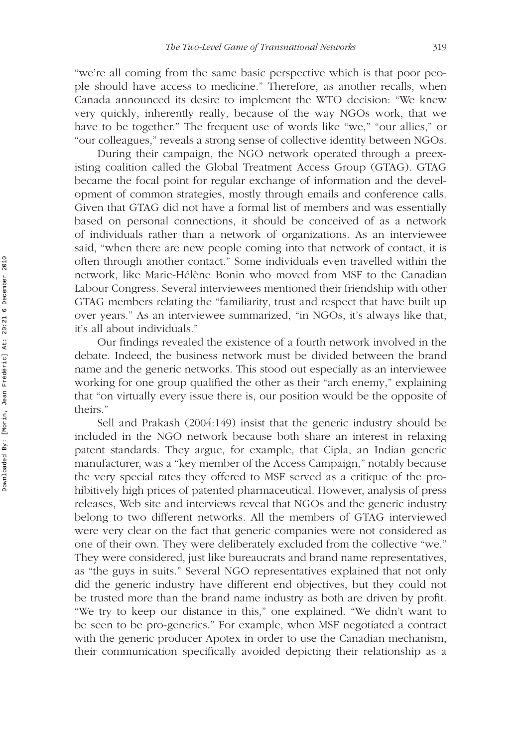"we're all coming from the same basic perspective which is that poor people should have access to medicine." Therefore, as another recalls, when Canada announced its desire to implement the WTO decision: "We knew very quickly, inherently really, because of the way NGOs work, that we have to be together." The frequent use of words like "we," "our allies," or "our colleagues," reveals a strong sense of collective identity between NGOs.

During their campaign, the NGO network operated through a preexisting coalition called the Global Treatment Access Group (GTAG). GTAG became the focal point for regular exchange of information and the development of common strategies, mostly through emails and conference calls. Given that GTAG did not have a formal list of members and was essentially based on personal connections, it should be conceived of as a network of individuals rather than a network of organizations. As an interviewee said, "when there are new people coming into that network of contact, it is often through another contact." Some individuals even travelled within the network, like Marie-Hélène Bonin who moved from MSF to the Canadian Labour Congress. Several interviewees mentioned their friendship with other GTAG members relating the "familiarity, trust and respect that have built up over years." As an interviewee summarized, "in NGOs, it's always like that, it's all about individuals."

Our findings revealed the existence of a fourth network involved in the debate. Indeed, the business network must be divided between the brand name and the generic networks. This stood out especially as an interviewee working for one group qualified the other as their "arch enemy," explaining that "on virtually every issue there is, our position would be the opposite of theirs."

Sell and Prakash (2004:149) insist that the generic industry should be included in the NGO network because both share an interest in relaxing patent standards. They argue, for example, that Cipla, an Indian generic manufacturer, was a "key member of the Access Campaign," notably because the very special rates they offered to MSF served as a critique of the prohibitively high prices of patented pharmaceutical. However, analysis of press releases, Web site and interviews reveal that NGOs and the generic industry belong to two different networks. All the members of GTAG interviewed were very clear on the fact that generic companies were not considered as one of their own. They were deliberately excluded from the collective "we." They were considered, just like bureaucrats and brand name representatives, as "the guys in suits." Several NGO representatives explained that not only did the generic industry have different end objectives, but they could not be trusted more than the brand name industry as both are driven by profit. "We try to keep our distance in this," one explained. "We didn't want to be seen to be pro-generics." For example, when MSF negotiated a contract with the generic producer Apotex in order to use the Canadian mechanism, their communication specifically avoided depicting their relationship as a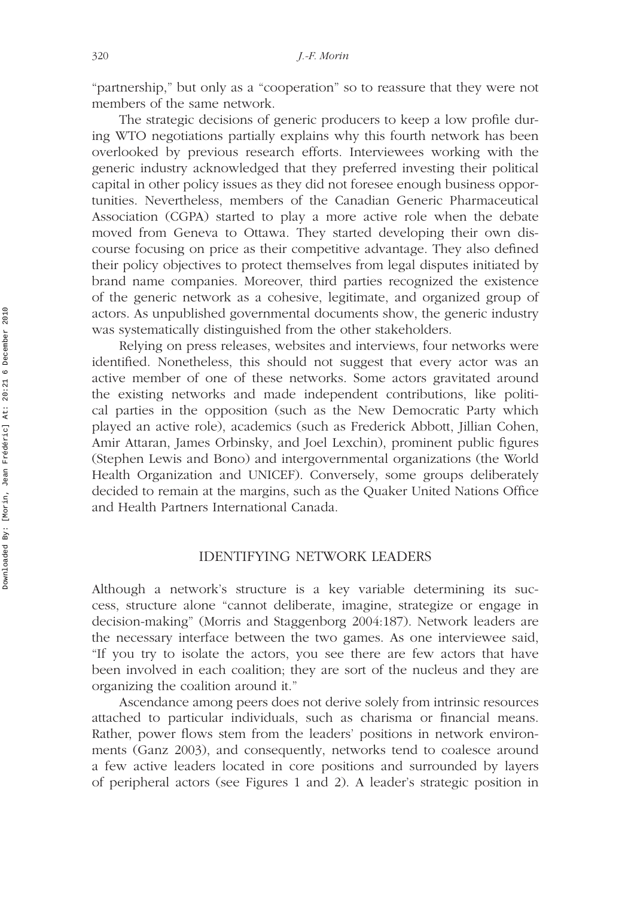"partnership," but only as a "cooperation" so to reassure that they were not members of the same network.

The strategic decisions of generic producers to keep a low profile during WTO negotiations partially explains why this fourth network has been overlooked by previous research efforts. Interviewees working with the generic industry acknowledged that they preferred investing their political capital in other policy issues as they did not foresee enough business opportunities. Nevertheless, members of the Canadian Generic Pharmaceutical Association (CGPA) started to play a more active role when the debate moved from Geneva to Ottawa. They started developing their own discourse focusing on price as their competitive advantage. They also defined their policy objectives to protect themselves from legal disputes initiated by brand name companies. Moreover, third parties recognized the existence of the generic network as a cohesive, legitimate, and organized group of actors. As unpublished governmental documents show, the generic industry was systematically distinguished from the other stakeholders.

Relying on press releases, websites and interviews, four networks were identified. Nonetheless, this should not suggest that every actor was an active member of one of these networks. Some actors gravitated around the existing networks and made independent contributions, like political parties in the opposition (such as the New Democratic Party which played an active role), academics (such as Frederick Abbott, Jillian Cohen, Amir Attaran, James Orbinsky, and Joel Lexchin), prominent public figures (Stephen Lewis and Bono) and intergovernmental organizations (the World Health Organization and UNICEF). Conversely, some groups deliberately decided to remain at the margins, such as the Quaker United Nations Office and Health Partners International Canada.

## IDENTIFYING NETWORK LEADERS

Although a network's structure is a key variable determining its success, structure alone "cannot deliberate, imagine, strategize or engage in decision-making" (Morris and Staggenborg 2004:187). Network leaders are the necessary interface between the two games. As one interviewee said, "If you try to isolate the actors, you see there are few actors that have been involved in each coalition; they are sort of the nucleus and they are organizing the coalition around it."

Ascendance among peers does not derive solely from intrinsic resources attached to particular individuals, such as charisma or financial means. Rather, power flows stem from the leaders' positions in network environments (Ganz 2003), and consequently, networks tend to coalesce around a few active leaders located in core positions and surrounded by layers of peripheral actors (see Figures 1 and 2). A leader's strategic position in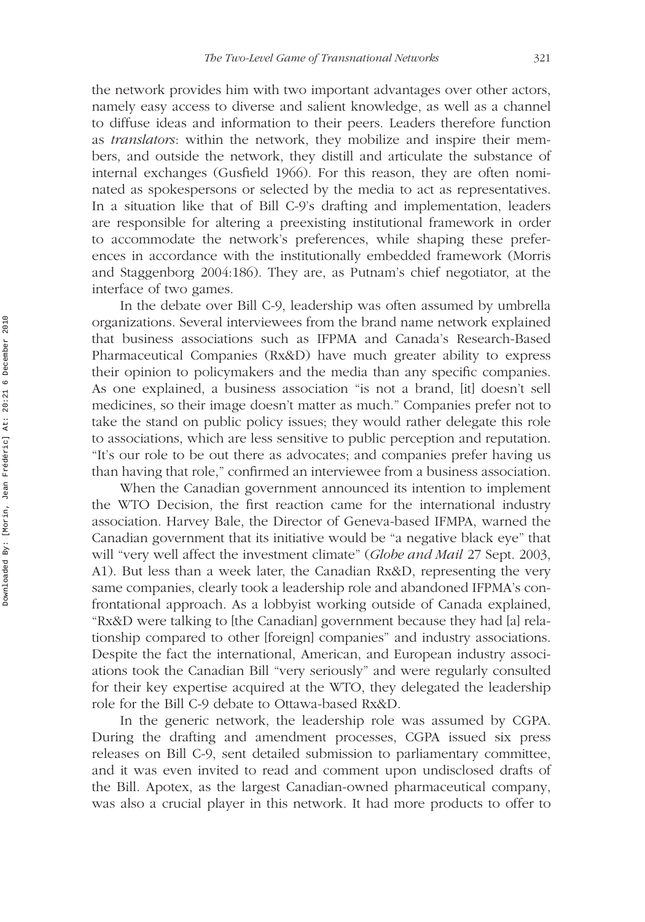the network provides him with two important advantages over other actors, namely easy access to diverse and salient knowledge, as well as a channel to diffuse ideas and information to their peers. Leaders therefore function as *translators*: within the network, they mobilize and inspire their members, and outside the network, they distill and articulate the substance of internal exchanges (Gusfield 1966). For this reason, they are often nominated as spokespersons or selected by the media to act as representatives. In a situation like that of Bill C-9's drafting and implementation, leaders are responsible for altering a preexisting institutional framework in order to accommodate the network's preferences, while shaping these preferences in accordance with the institutionally embedded framework (Morris and Staggenborg 2004:186). They are, as Putnam's chief negotiator, at the interface of two games.

In the debate over Bill C-9, leadership was often assumed by umbrella organizations. Several interviewees from the brand name network explained that business associations such as IFPMA and Canada's Research-Based Pharmaceutical Companies (Rx&D) have much greater ability to express their opinion to policymakers and the media than any specific companies. As one explained, a business association "is not a brand, [it] doesn't sell medicines, so their image doesn't matter as much." Companies prefer not to take the stand on public policy issues; they would rather delegate this role to associations, which are less sensitive to public perception and reputation. "It's our role to be out there as advocates; and companies prefer having us than having that role," confirmed an interviewee from a business association.

When the Canadian government announced its intention to implement the WTO Decision, the first reaction came for the international industry association. Harvey Bale, the Director of Geneva-based IFMPA, warned the Canadian government that its initiative would be "a negative black eye" that will "very well affect the investment climate" (*Globe and Mail* 27 Sept. 2003, A1). But less than a week later, the Canadian Rx&D, representing the very same companies, clearly took a leadership role and abandoned IFPMA's confrontational approach. As a lobbyist working outside of Canada explained, "Rx&D were talking to [the Canadian] government because they had [a] relationship compared to other [foreign] companies" and industry associations. Despite the fact the international, American, and European industry associations took the Canadian Bill "very seriously" and were regularly consulted for their key expertise acquired at the WTO, they delegated the leadership role for the Bill C-9 debate to Ottawa-based Rx&D.

In the generic network, the leadership role was assumed by CGPA. During the drafting and amendment processes, CGPA issued six press releases on Bill C-9, sent detailed submission to parliamentary committee, and it was even invited to read and comment upon undisclosed drafts of the Bill. Apotex, as the largest Canadian-owned pharmaceutical company, was also a crucial player in this network. It had more products to offer to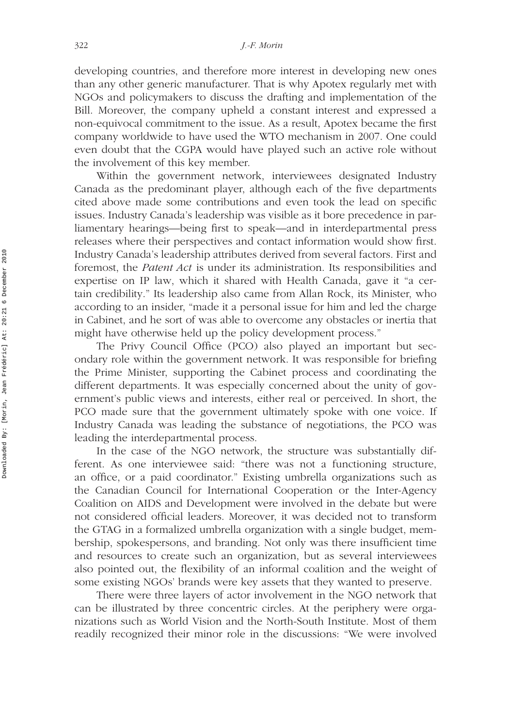developing countries, and therefore more interest in developing new ones than any other generic manufacturer. That is why Apotex regularly met with NGOs and policymakers to discuss the drafting and implementation of the Bill. Moreover, the company upheld a constant interest and expressed a non-equivocal commitment to the issue. As a result, Apotex became the first company worldwide to have used the WTO mechanism in 2007. One could even doubt that the CGPA would have played such an active role without the involvement of this key member.

Within the government network, interviewees designated Industry Canada as the predominant player, although each of the five departments cited above made some contributions and even took the lead on specific issues. Industry Canada's leadership was visible as it bore precedence in parliamentary hearings—being first to speak—and in interdepartmental press releases where their perspectives and contact information would show first. Industry Canada's leadership attributes derived from several factors. First and foremost, the *Patent Act* is under its administration. Its responsibilities and expertise on IP law, which it shared with Health Canada, gave it "a certain credibility." Its leadership also came from Allan Rock, its Minister, who according to an insider, "made it a personal issue for him and led the charge in Cabinet, and he sort of was able to overcome any obstacles or inertia that might have otherwise held up the policy development process."

The Privy Council Office (PCO) also played an important but secondary role within the government network. It was responsible for briefing the Prime Minister, supporting the Cabinet process and coordinating the different departments. It was especially concerned about the unity of government's public views and interests, either real or perceived. In short, the PCO made sure that the government ultimately spoke with one voice. If Industry Canada was leading the substance of negotiations, the PCO was leading the interdepartmental process.

In the case of the NGO network, the structure was substantially different. As one interviewee said: "there was not a functioning structure, an office, or a paid coordinator." Existing umbrella organizations such as the Canadian Council for International Cooperation or the Inter-Agency Coalition on AIDS and Development were involved in the debate but were not considered official leaders. Moreover, it was decided not to transform the GTAG in a formalized umbrella organization with a single budget, membership, spokespersons, and branding. Not only was there insufficient time and resources to create such an organization, but as several interviewees also pointed out, the flexibility of an informal coalition and the weight of some existing NGOs' brands were key assets that they wanted to preserve.

There were three layers of actor involvement in the NGO network that can be illustrated by three concentric circles. At the periphery were organizations such as World Vision and the North-South Institute. Most of them readily recognized their minor role in the discussions: "We were involved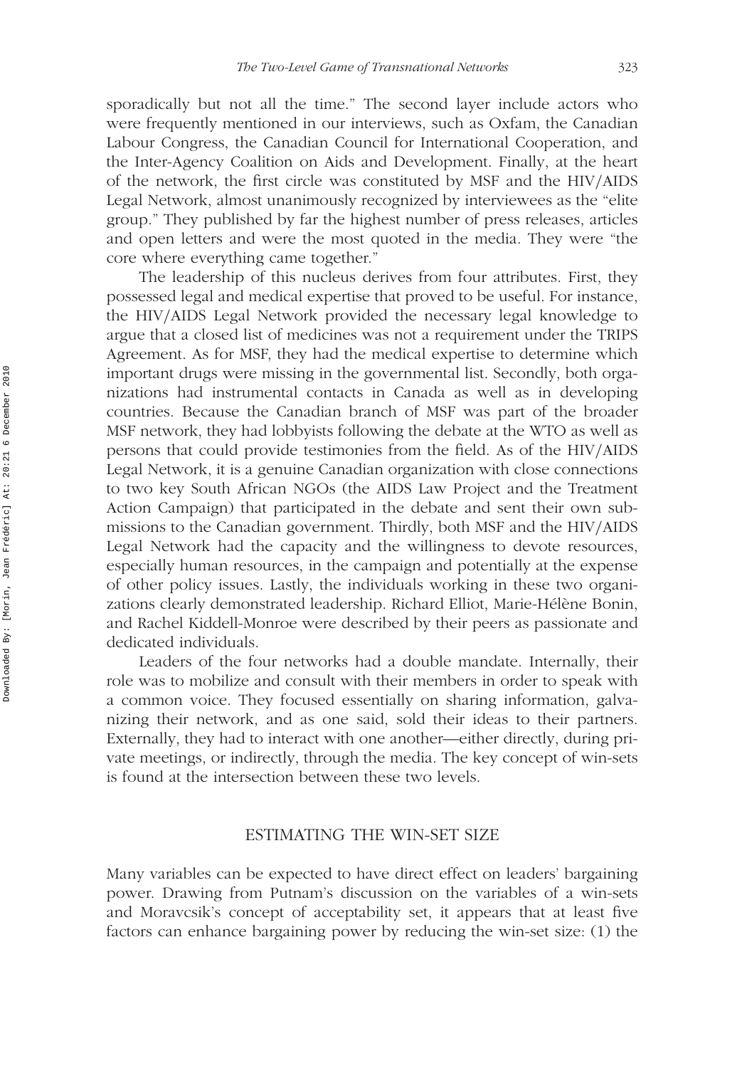sporadically but not all the time." The second layer include actors who were frequently mentioned in our interviews, such as Oxfam, the Canadian Labour Congress, the Canadian Council for International Cooperation, and the Inter-Agency Coalition on Aids and Development. Finally, at the heart of the network, the first circle was constituted by MSF and the HIV/AIDS Legal Network, almost unanimously recognized by interviewees as the "elite group." They published by far the highest number of press releases, articles and open letters and were the most quoted in the media. They were "the core where everything came together."

The leadership of this nucleus derives from four attributes. First, they possessed legal and medical expertise that proved to be useful. For instance, the HIV/AIDS Legal Network provided the necessary legal knowledge to argue that a closed list of medicines was not a requirement under the TRIPS Agreement. As for MSF, they had the medical expertise to determine which important drugs were missing in the governmental list. Secondly, both organizations had instrumental contacts in Canada as well as in developing countries. Because the Canadian branch of MSF was part of the broader MSF network, they had lobbyists following the debate at the WTO as well as persons that could provide testimonies from the field. As of the HIV/AIDS Legal Network, it is a genuine Canadian organization with close connections to two key South African NGOs (the AIDS Law Project and the Treatment Action Campaign) that participated in the debate and sent their own submissions to the Canadian government. Thirdly, both MSF and the HIV/AIDS Legal Network had the capacity and the willingness to devote resources, especially human resources, in the campaign and potentially at the expense of other policy issues. Lastly, the individuals working in these two organizations clearly demonstrated leadership. Richard Elliot, Marie-Hélène Bonin, and Rachel Kiddell-Monroe were described by their peers as passionate and dedicated individuals.

Leaders of the four networks had a double mandate. Internally, their role was to mobilize and consult with their members in order to speak with a common voice. They focused essentially on sharing information, galvanizing their network, and as one said, sold their ideas to their partners. Externally, they had to interact with one another—either directly, during private meetings, or indirectly, through the media. The key concept of win-sets is found at the intersection between these two levels.

## ESTIMATING THE WIN-SET SIZE

Many variables can be expected to have direct effect on leaders' bargaining power. Drawing from Putnam's discussion on the variables of a win-sets and Moravcsik's concept of acceptability set, it appears that at least five factors can enhance bargaining power by reducing the win-set size: (1) the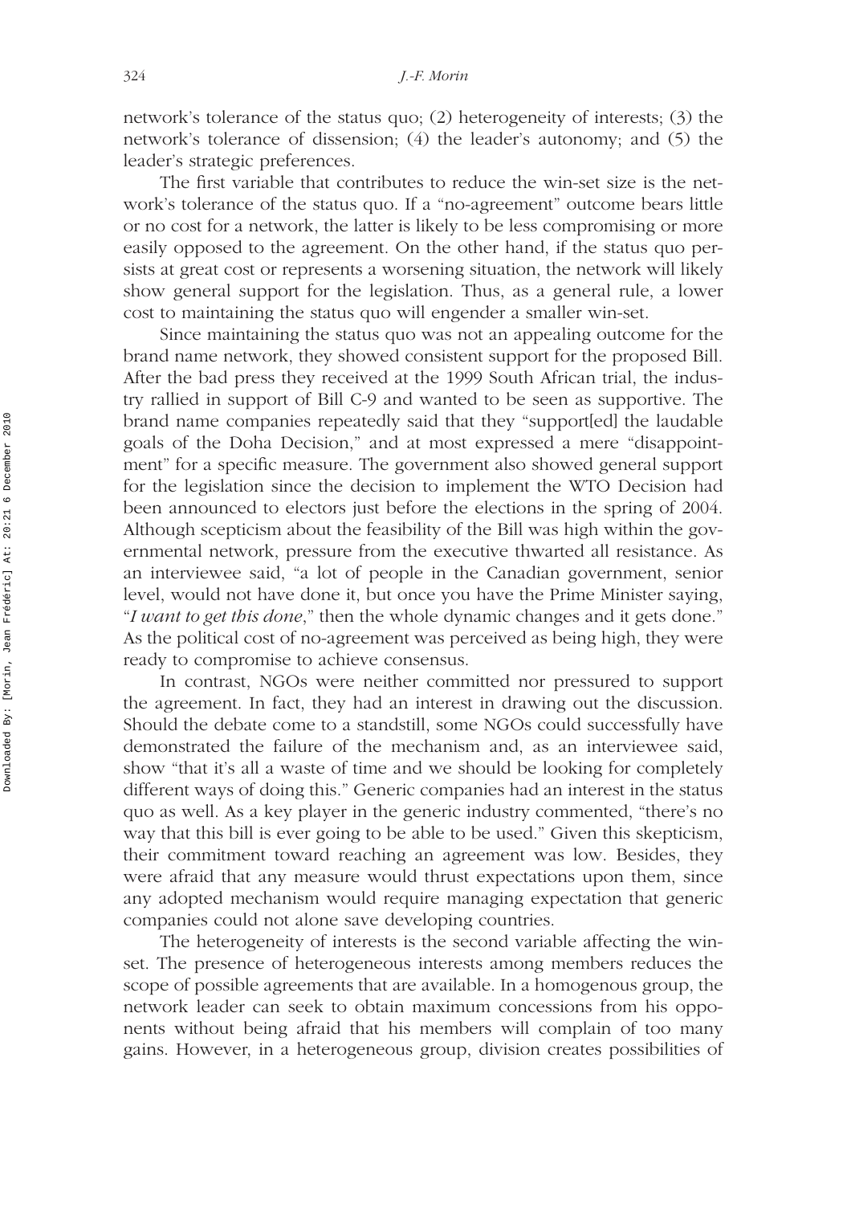network's tolerance of the status quo; (2) heterogeneity of interests; (3) the network's tolerance of dissension; (4) the leader's autonomy; and (5) the leader's strategic preferences.

The first variable that contributes to reduce the win-set size is the network's tolerance of the status quo. If a "no-agreement" outcome bears little or no cost for a network, the latter is likely to be less compromising or more easily opposed to the agreement. On the other hand, if the status quo persists at great cost or represents a worsening situation, the network will likely show general support for the legislation. Thus, as a general rule, a lower cost to maintaining the status quo will engender a smaller win-set.

Since maintaining the status quo was not an appealing outcome for the brand name network, they showed consistent support for the proposed Bill. After the bad press they received at the 1999 South African trial, the industry rallied in support of Bill C-9 and wanted to be seen as supportive. The brand name companies repeatedly said that they "support[ed] the laudable goals of the Doha Decision," and at most expressed a mere "disappointment" for a specific measure. The government also showed general support for the legislation since the decision to implement the WTO Decision had been announced to electors just before the elections in the spring of 2004. Although scepticism about the feasibility of the Bill was high within the governmental network, pressure from the executive thwarted all resistance. As an interviewee said, "a lot of people in the Canadian government, senior level, would not have done it, but once you have the Prime Minister saying, "*I want to get this done*," then the whole dynamic changes and it gets done." As the political cost of no-agreement was perceived as being high, they were ready to compromise to achieve consensus.

In contrast, NGOs were neither committed nor pressured to support the agreement. In fact, they had an interest in drawing out the discussion. Should the debate come to a standstill, some NGOs could successfully have demonstrated the failure of the mechanism and, as an interviewee said, show "that it's all a waste of time and we should be looking for completely different ways of doing this." Generic companies had an interest in the status quo as well. As a key player in the generic industry commented, "there's no way that this bill is ever going to be able to be used." Given this skepticism, their commitment toward reaching an agreement was low. Besides, they were afraid that any measure would thrust expectations upon them, since any adopted mechanism would require managing expectation that generic companies could not alone save developing countries.

The heterogeneity of interests is the second variable affecting the win-set. The presence of heterogeneous interests among members reduces the scope of possible agreements that are available. In a homogenous group, the network leader can seek to obtain maximum concessions from his opponents without being afraid that his members will complain of too many gains. However, in a heterogeneous group, division creates possibilities of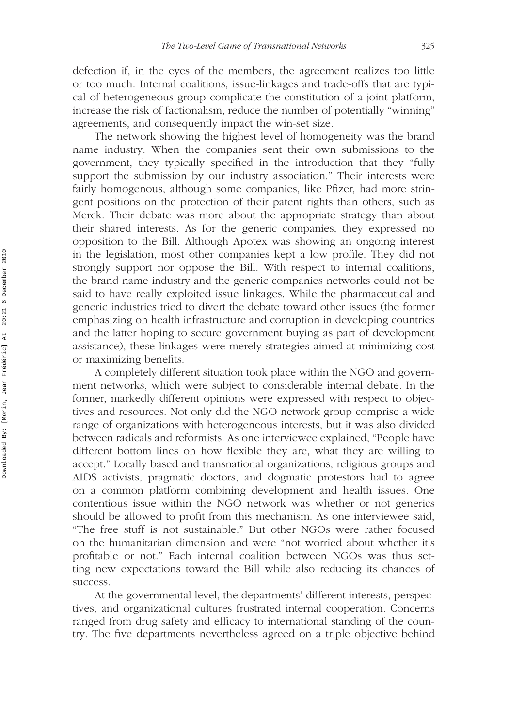defection if, in the eyes of the members, the agreement realizes too little or too much. Internal coalitions, issue-linkages and trade-offs that are typical of heterogeneous group complicate the constitution of a joint platform, increase the risk of factionalism, reduce the number of potentially "winning" agreements, and consequently impact the win-set size.

The network showing the highest level of homogeneity was the brand name industry. When the companies sent their own submissions to the government, they typically specified in the introduction that they "fully support the submission by our industry association." Their interests were fairly homogenous, although some companies, like Pfizer, had more stringent positions on the protection of their patent rights than others, such as Merck. Their debate was more about the appropriate strategy than about their shared interests. As for the generic companies, they expressed no opposition to the Bill. Although Apotex was showing an ongoing interest in the legislation, most other companies kept a low profile. They did not strongly support nor oppose the Bill. With respect to internal coalitions, the brand name industry and the generic companies networks could not be said to have really exploited issue linkages. While the pharmaceutical and generic industries tried to divert the debate toward other issues (the former emphasizing on health infrastructure and corruption in developing countries and the latter hoping to secure government buying as part of development assistance), these linkages were merely strategies aimed at minimizing cost or maximizing benefits.

A completely different situation took place within the NGO and government networks, which were subject to considerable internal debate. In the former, markedly different opinions were expressed with respect to objectives and resources. Not only did the NGO network group comprise a wide range of organizations with heterogeneous interests, but it was also divided between radicals and reformists. As one interviewee explained, "People have different bottom lines on how flexible they are, what they are willing to accept." Locally based and transnational organizations, religious groups and AIDS activists, pragmatic doctors, and dogmatic protestors had to agree on a common platform combining development and health issues. One contentious issue within the NGO network was whether or not generics should be allowed to profit from this mechanism. As one interviewee said, "The free stuff is not sustainable." But other NGOs were rather focused on the humanitarian dimension and were "not worried about whether it's profitable or not." Each internal coalition between NGOs was thus setting new expectations toward the Bill while also reducing its chances of success.

At the governmental level, the departments' different interests, perspectives, and organizational cultures frustrated internal cooperation. Concerns ranged from drug safety and efficacy to international standing of the country. The five departments nevertheless agreed on a triple objective behind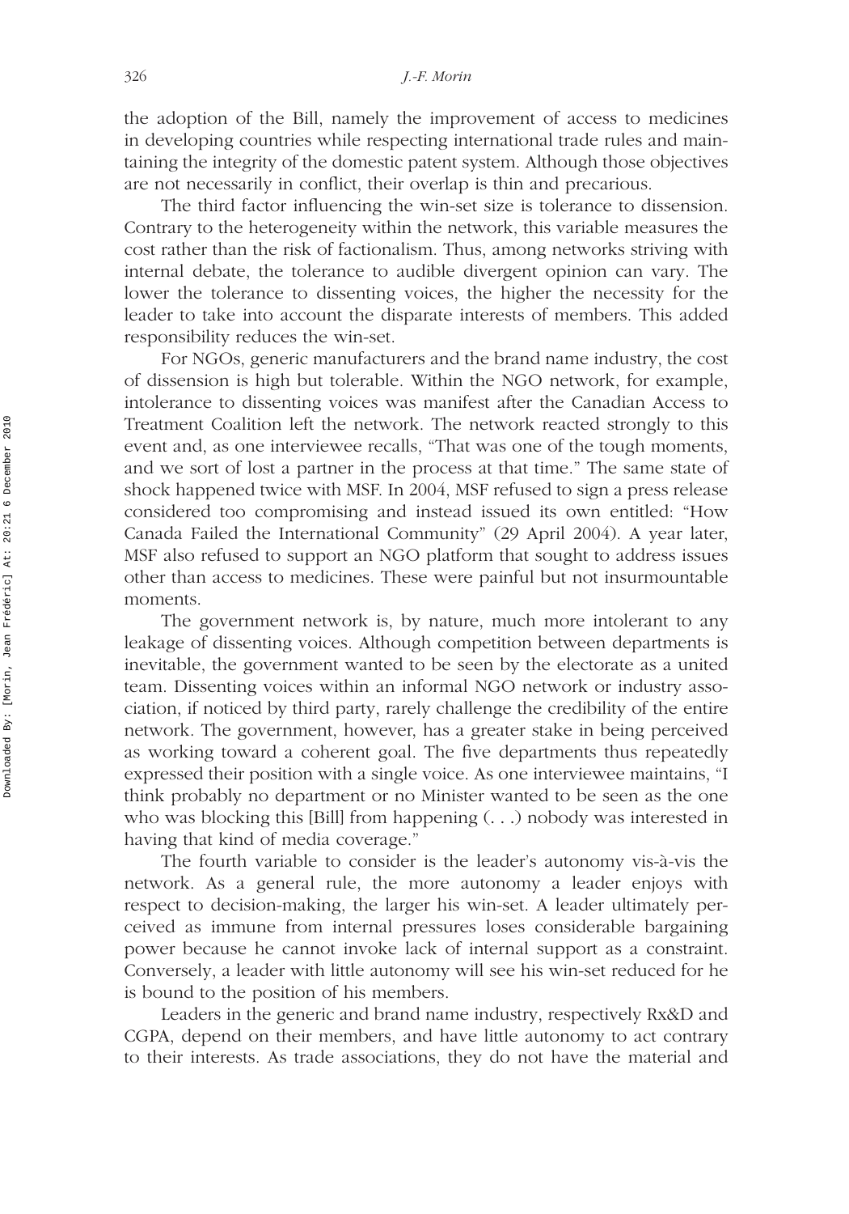the adoption of the Bill, namely the improvement of access to medicines in developing countries while respecting international trade rules and maintaining the integrity of the domestic patent system. Although those objectives are not necessarily in conflict, their overlap is thin and precarious.

The third factor influencing the win-set size is tolerance to dissension. Contrary to the heterogeneity within the network, this variable measures the cost rather than the risk of factionalism. Thus, among networks striving with internal debate, the tolerance to audible divergent opinion can vary. The lower the tolerance to dissenting voices, the higher the necessity for the leader to take into account the disparate interests of members. This added responsibility reduces the win-set.

For NGOs, generic manufacturers and the brand name industry, the cost of dissension is high but tolerable. Within the NGO network, for example, intolerance to dissenting voices was manifest after the Canadian Access to Treatment Coalition left the network. The network reacted strongly to this event and, as one interviewee recalls, "That was one of the tough moments, and we sort of lost a partner in the process at that time." The same state of shock happened twice with MSF. In 2004, MSF refused to sign a press release considered too compromising and instead issued its own entitled: "How Canada Failed the International Community" (29 April 2004). A year later, MSF also refused to support an NGO platform that sought to address issues other than access to medicines. These were painful but not insurmountable moments.

The government network is, by nature, much more intolerant to any leakage of dissenting voices. Although competition between departments is inevitable, the government wanted to be seen by the electorate as a united team. Dissenting voices within an informal NGO network or industry association, if noticed by third party, rarely challenge the credibility of the entire network. The government, however, has a greater stake in being perceived as working toward a coherent goal. The five departments thus repeatedly expressed their position with a single voice. As one interviewee maintains, "I think probably no department or no Minister wanted to be seen as the one who was blocking this [Bill] from happening (. . .) nobody was interested in having that kind of media coverage."

The fourth variable to consider is the leader's autonomy vis-à-vis the network. As a general rule, the more autonomy a leader enjoys with respect to decision-making, the larger his win-set. A leader ultimately perceived as immune from internal pressures loses considerable bargaining power because he cannot invoke lack of internal support as a constraint. Conversely, a leader with little autonomy will see his win-set reduced for he is bound to the position of his members.

Leaders in the generic and brand name industry, respectively Rx&D and CGPA, depend on their members, and have little autonomy to act contrary to their interests. As trade associations, they do not have the material and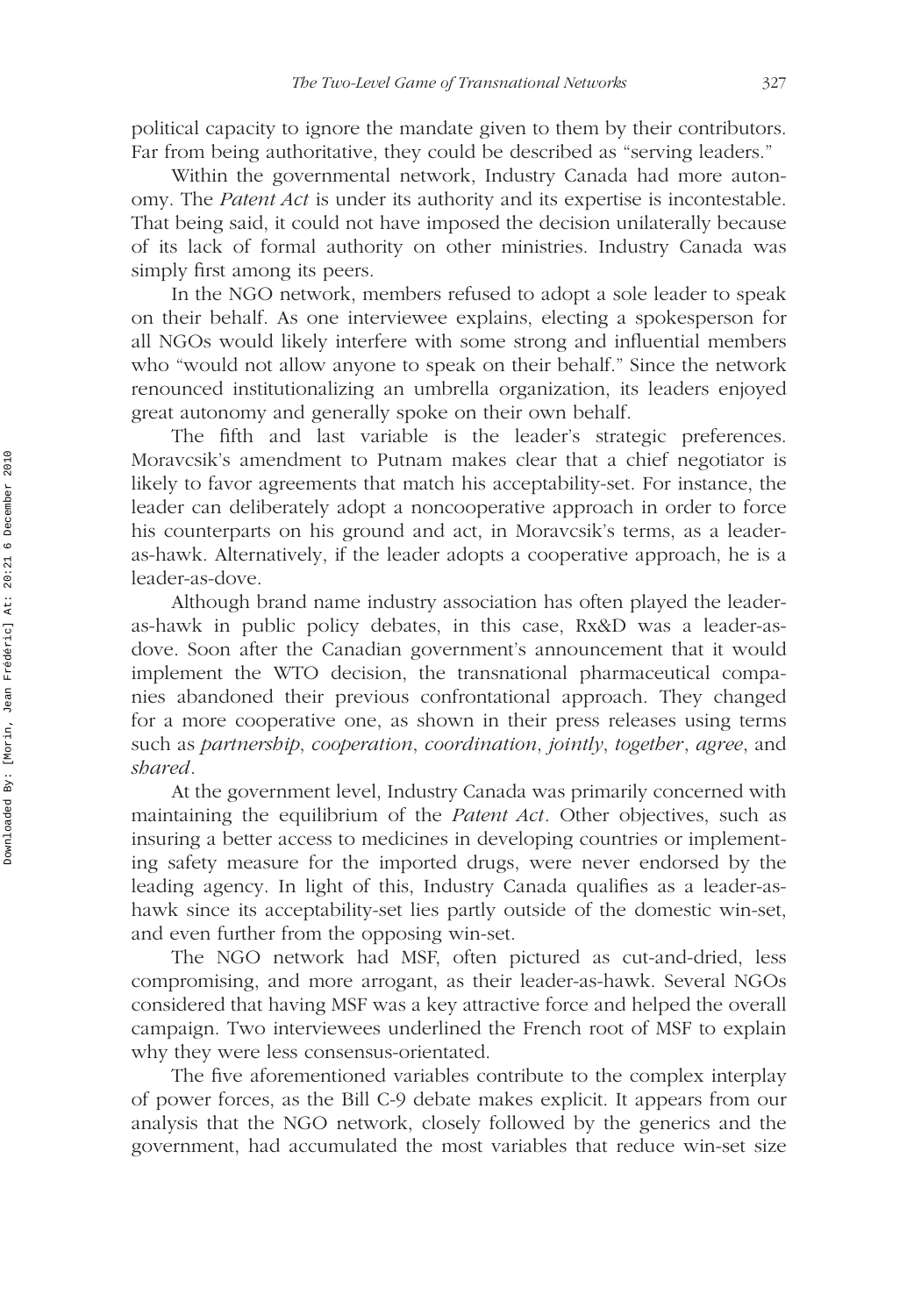political capacity to ignore the mandate given to them by their contributors. Far from being authoritative, they could be described as "serving leaders."

Within the governmental network, Industry Canada had more autonomy. The *Patent Act* is under its authority and its expertise is incontestable. That being said, it could not have imposed the decision unilaterally because of its lack of formal authority on other ministries. Industry Canada was simply first among its peers.

In the NGO network, members refused to adopt a sole leader to speak on their behalf. As one interviewee explains, electing a spokesperson for all NGOs would likely interfere with some strong and influential members who "would not allow anyone to speak on their behalf." Since the network renounced institutionalizing an umbrella organization, its leaders enjoyed great autonomy and generally spoke on their own behalf.

The fifth and last variable is the leader's strategic preferences. Moravcsik's amendment to Putnam makes clear that a chief negotiator is likely to favor agreements that match his acceptability-set. For instance, the leader can deliberately adopt a noncooperative approach in order to force his counterparts on his ground and act, in Moravcsik's terms, as a leader-as-hawk. Alternatively, if the leader adopts a cooperative approach, he is a leader-as-dove.

Although brand name industry association has often played the leader-as-hawk in public policy debates, in this case, Rx&D was a leader-as-dove. Soon after the Canadian government's announcement that it would implement the WTO decision, the transnational pharmaceutical companies abandoned their previous confrontational approach. They changed for a more cooperative one, as shown in their press releases using terms such as *partnership*, *cooperation*, *coordination*, *jointly*, *together*, *agree*, and *shared*.

At the government level, Industry Canada was primarily concerned with maintaining the equilibrium of the *Patent Act*. Other objectives, such as insuring a better access to medicines in developing countries or implementing safety measure for the imported drugs, were never endorsed by the leading agency. In light of this, Industry Canada qualifies as a leader-as-hawk since its acceptability-set lies partly outside of the domestic win-set, and even further from the opposing win-set.

The NGO network had MSF, often pictured as cut-and-dried, less compromising, and more arrogant, as their leader-as-hawk. Several NGOs considered that having MSF was a key attractive force and helped the overall campaign. Two interviewees underlined the French root of MSF to explain why they were less consensus-orientated.

The five aforementioned variables contribute to the complex interplay of power forces, as the Bill C-9 debate makes explicit. It appears from our analysis that the NGO network, closely followed by the generics and the government, had accumulated the most variables that reduce win-set size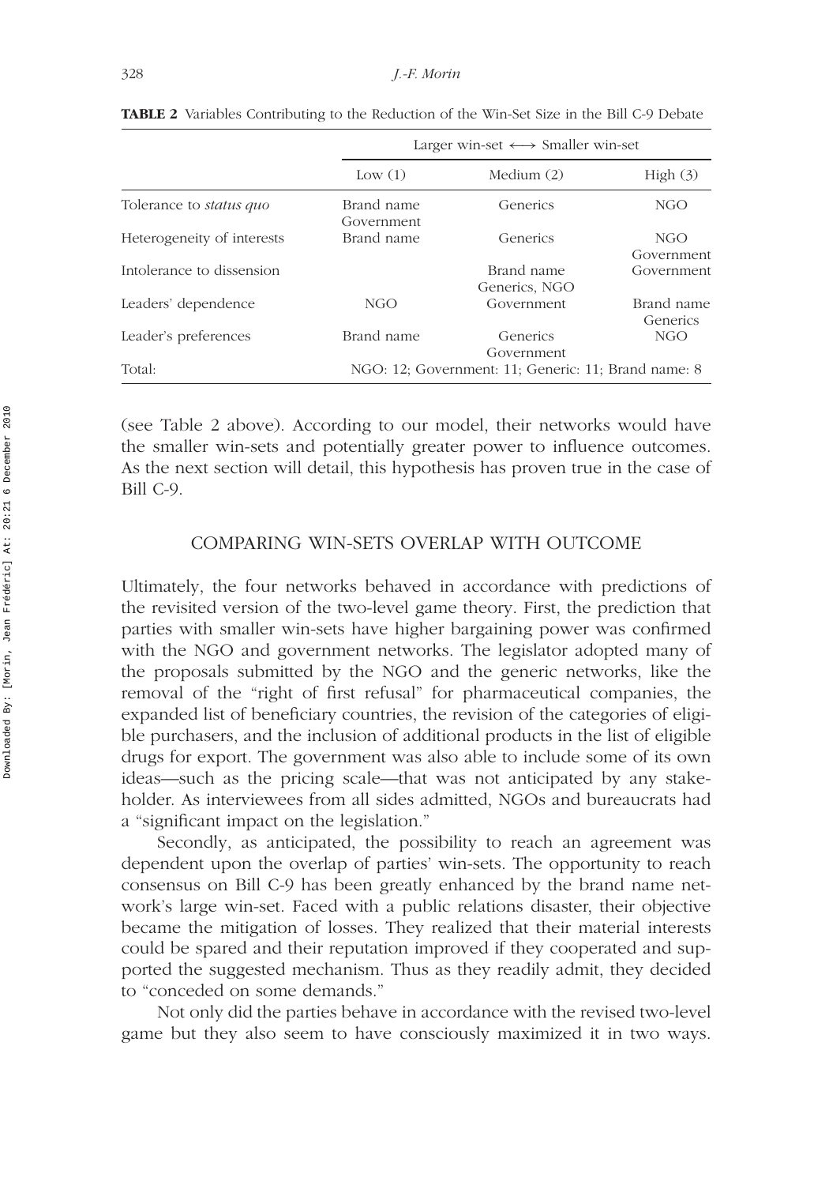**TABLE 2** Variables Contributing to the Reduction of the Win-Set Size in the Bill C-9 Debate

| | Larger win-set ⟷ Smaller win-set | | |
|---|---|---|---|
| | Low (1) | Medium (2) | High (3) |
| Tolerance to *status quo* | Brand name Government | Generics | NGO |
| Heterogeneity of interests | Brand name | Generics | NGO Government |
| Intolerance to dissension | | Brand name Generics, NGO | Government |
| Leaders' dependence | NGO | Government | Brand name Generics |
| Leader's preferences | Brand name | Generics Government | NGO |
| Total: | NGO: 12; Government: 11; Generic: 11; Brand name: 8 | | |

(see Table 2 above). According to our model, their networks would have the smaller win-sets and potentially greater power to influence outcomes. As the next section will detail, this hypothesis has proven true in the case of Bill C-9.

## COMPARING WIN-SETS OVERLAP WITH OUTCOME

Ultimately, the four networks behaved in accordance with predictions of the revisited version of the two-level game theory. First, the prediction that parties with smaller win-sets have higher bargaining power was confirmed with the NGO and government networks. The legislator adopted many of the proposals submitted by the NGO and the generic networks, like the removal of the "right of first refusal" for pharmaceutical companies, the expanded list of beneficiary countries, the revision of the categories of eligible purchasers, and the inclusion of additional products in the list of eligible drugs for export. The government was also able to include some of its own ideas—such as the pricing scale—that was not anticipated by any stakeholder. As interviewees from all sides admitted, NGOs and bureaucrats had a "significant impact on the legislation."

Secondly, as anticipated, the possibility to reach an agreement was dependent upon the overlap of parties' win-sets. The opportunity to reach consensus on Bill C-9 has been greatly enhanced by the brand name network's large win-set. Faced with a public relations disaster, their objective became the mitigation of losses. They realized that their material interests could be spared and their reputation improved if they cooperated and supported the suggested mechanism. Thus as they readily admit, they decided to "conceded on some demands."

Not only did the parties behave in accordance with the revised two-level game but they also seem to have consciously maximized it in two ways.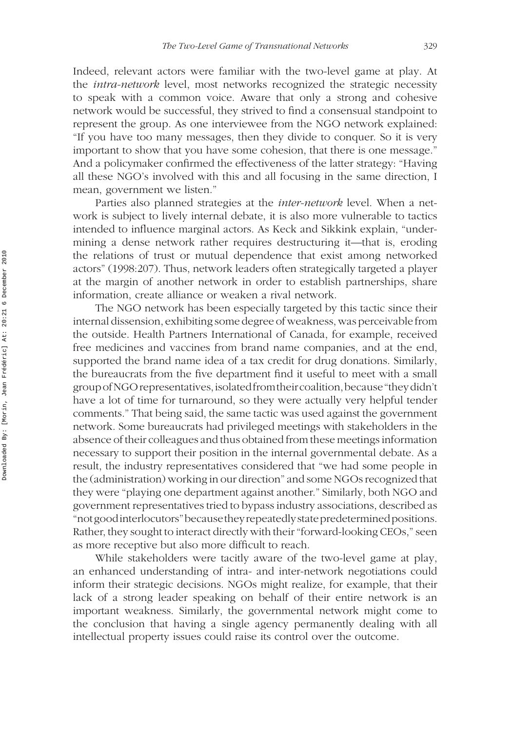Indeed, relevant actors were familiar with the two-level game at play. At the *intra-network* level, most networks recognized the strategic necessity to speak with a common voice. Aware that only a strong and cohesive network would be successful, they strived to find a consensual standpoint to represent the group. As one interviewee from the NGO network explained: "If you have too many messages, then they divide to conquer. So it is very important to show that you have some cohesion, that there is one message." And a policymaker confirmed the effectiveness of the latter strategy: "Having all these NGO's involved with this and all focusing in the same direction, I mean, government we listen."

Parties also planned strategies at the *inter-network* level. When a network is subject to lively internal debate, it is also more vulnerable to tactics intended to influence marginal actors. As Keck and Sikkink explain, "undermining a dense network rather requires destructuring it—that is, eroding the relations of trust or mutual dependence that exist among networked actors" (1998:207). Thus, network leaders often strategically targeted a player at the margin of another network in order to establish partnerships, share information, create alliance or weaken a rival network.

The NGO network has been especially targeted by this tactic since their internal dissension, exhibiting some degree of weakness, was perceivable from the outside. Health Partners International of Canada, for example, received free medicines and vaccines from brand name companies, and at the end, supported the brand name idea of a tax credit for drug donations. Similarly, the bureaucrats from the five department find it useful to meet with a small group of NGO representatives, isolated from their coalition, because "they didn't have a lot of time for turnaround, so they were actually very helpful tender comments." That being said, the same tactic was used against the government network. Some bureaucrats had privileged meetings with stakeholders in the absence of their colleagues and thus obtained from these meetings information necessary to support their position in the internal governmental debate. As a result, the industry representatives considered that "we had some people in the (administration) working in our direction" and some NGOs recognized that they were "playing one department against another." Similarly, both NGO and government representatives tried to bypass industry associations, described as "not good interlocutors" because they repeatedly state predetermined positions. Rather, they sought to interact directly with their "forward-looking CEOs," seen as more receptive but also more difficult to reach.

While stakeholders were tacitly aware of the two-level game at play, an enhanced understanding of intra- and inter-network negotiations could inform their strategic decisions. NGOs might realize, for example, that their lack of a strong leader speaking on behalf of their entire network is an important weakness. Similarly, the governmental network might come to the conclusion that having a single agency permanently dealing with all intellectual property issues could raise its control over the outcome.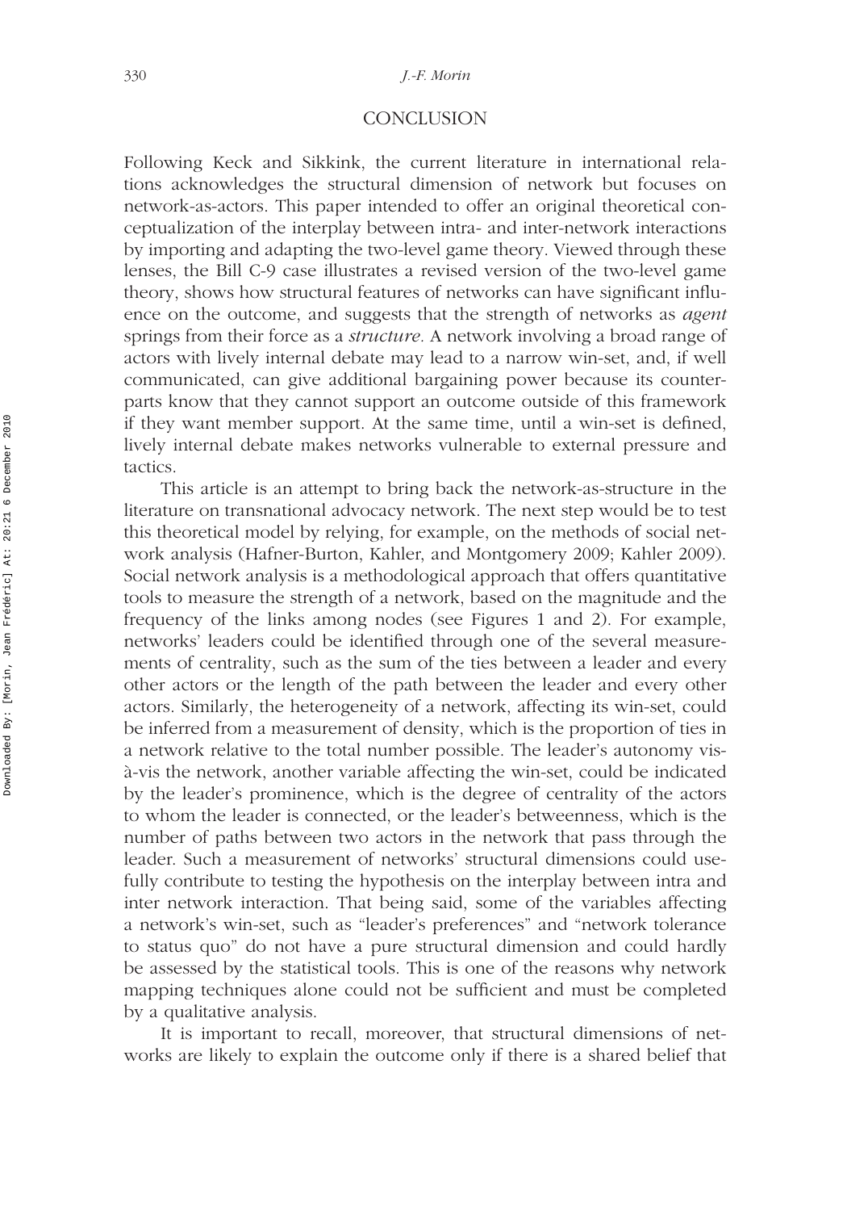## CONCLUSION

Following Keck and Sikkink, the current literature in international relations acknowledges the structural dimension of network but focuses on network-as-actors. This paper intended to offer an original theoretical conceptualization of the interplay between intra- and inter-network interactions by importing and adapting the two-level game theory. Viewed through these lenses, the Bill C-9 case illustrates a revised version of the two-level game theory, shows how structural features of networks can have significant influence on the outcome, and suggests that the strength of networks as *agent* springs from their force as a *structure*. A network involving a broad range of actors with lively internal debate may lead to a narrow win-set, and, if well communicated, can give additional bargaining power because its counterparts know that they cannot support an outcome outside of this framework if they want member support. At the same time, until a win-set is defined, lively internal debate makes networks vulnerable to external pressure and tactics.

This article is an attempt to bring back the network-as-structure in the literature on transnational advocacy network. The next step would be to test this theoretical model by relying, for example, on the methods of social network analysis (Hafner-Burton, Kahler, and Montgomery 2009; Kahler 2009). Social network analysis is a methodological approach that offers quantitative tools to measure the strength of a network, based on the magnitude and the frequency of the links among nodes (see Figures 1 and 2). For example, networks' leaders could be identified through one of the several measurements of centrality, such as the sum of the ties between a leader and every other actors or the length of the path between the leader and every other actors. Similarly, the heterogeneity of a network, affecting its win-set, could be inferred from a measurement of density, which is the proportion of ties in a network relative to the total number possible. The leader's autonomy vis-à-vis the network, another variable affecting the win-set, could be indicated by the leader's prominence, which is the degree of centrality of the actors to whom the leader is connected, or the leader's betweenness, which is the number of paths between two actors in the network that pass through the leader. Such a measurement of networks' structural dimensions could usefully contribute to testing the hypothesis on the interplay between intra and inter network interaction. That being said, some of the variables affecting a network's win-set, such as "leader's preferences" and "network tolerance to status quo" do not have a pure structural dimension and could hardly be assessed by the statistical tools. This is one of the reasons why network mapping techniques alone could not be sufficient and must be completed by a qualitative analysis.

It is important to recall, moreover, that structural dimensions of networks are likely to explain the outcome only if there is a shared belief that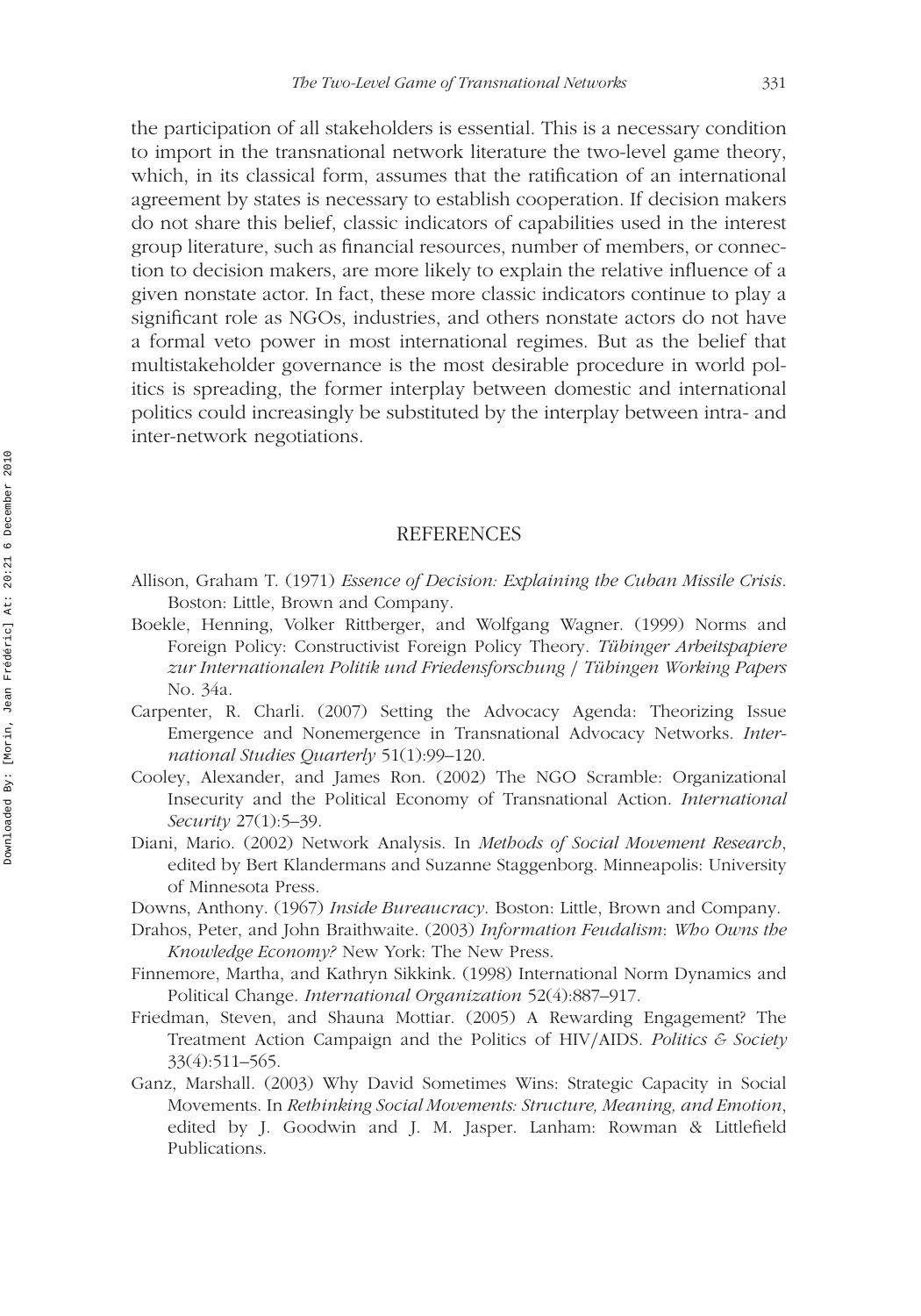the participation of all stakeholders is essential. This is a necessary condition to import in the transnational network literature the two-level game theory, which, in its classical form, assumes that the ratification of an international agreement by states is necessary to establish cooperation. If decision makers do not share this belief, classic indicators of capabilities used in the interest group literature, such as financial resources, number of members, or connection to decision makers, are more likely to explain the relative influence of a given nonstate actor. In fact, these more classic indicators continue to play a significant role as NGOs, industries, and others nonstate actors do not have a formal veto power in most international regimes. But as the belief that multistakeholder governance is the most desirable procedure in world politics is spreading, the former interplay between domestic and international politics could increasingly be substituted by the interplay between intra- and inter-network negotiations.

## REFERENCES

Allison, Graham T. (1971) *Essence of Decision: Explaining the Cuban Missile Crisis*. Boston: Little, Brown and Company.

Boekle, Henning, Volker Rittberger, and Wolfgang Wagner. (1999) Norms and Foreign Policy: Constructivist Foreign Policy Theory. *Tübinger Arbeitspapiere zur Internationalen Politik und Friedensforschung / Tübingen Working Papers* No. 34a.

Carpenter, R. Charli. (2007) Setting the Advocacy Agenda: Theorizing Issue Emergence and Nonemergence in Transnational Advocacy Networks. *International Studies Quarterly* 51(1):99–120.

Cooley, Alexander, and James Ron. (2002) The NGO Scramble: Organizational Insecurity and the Political Economy of Transnational Action. *International Security* 27(1):5–39.

Diani, Mario. (2002) Network Analysis. In *Methods of Social Movement Research*, edited by Bert Klandermans and Suzanne Staggenborg. Minneapolis: University of Minnesota Press.

Downs, Anthony. (1967) *Inside Bureaucracy*. Boston: Little, Brown and Company.

Drahos, Peter, and John Braithwaite. (2003) *Information Feudalism: Who Owns the Knowledge Economy?* New York: The New Press.

Finnemore, Martha, and Kathryn Sikkink. (1998) International Norm Dynamics and Political Change. *International Organization* 52(4):887–917.

Friedman, Steven, and Shauna Mottiar. (2005) A Rewarding Engagement? The Treatment Action Campaign and the Politics of HIV/AIDS. *Politics & Society* 33(4):511–565.

Ganz, Marshall. (2003) Why David Sometimes Wins: Strategic Capacity in Social Movements. In *Rethinking Social Movements: Structure, Meaning, and Emotion*, edited by J. Goodwin and J. M. Jasper. Lanham: Rowman & Littlefield Publications.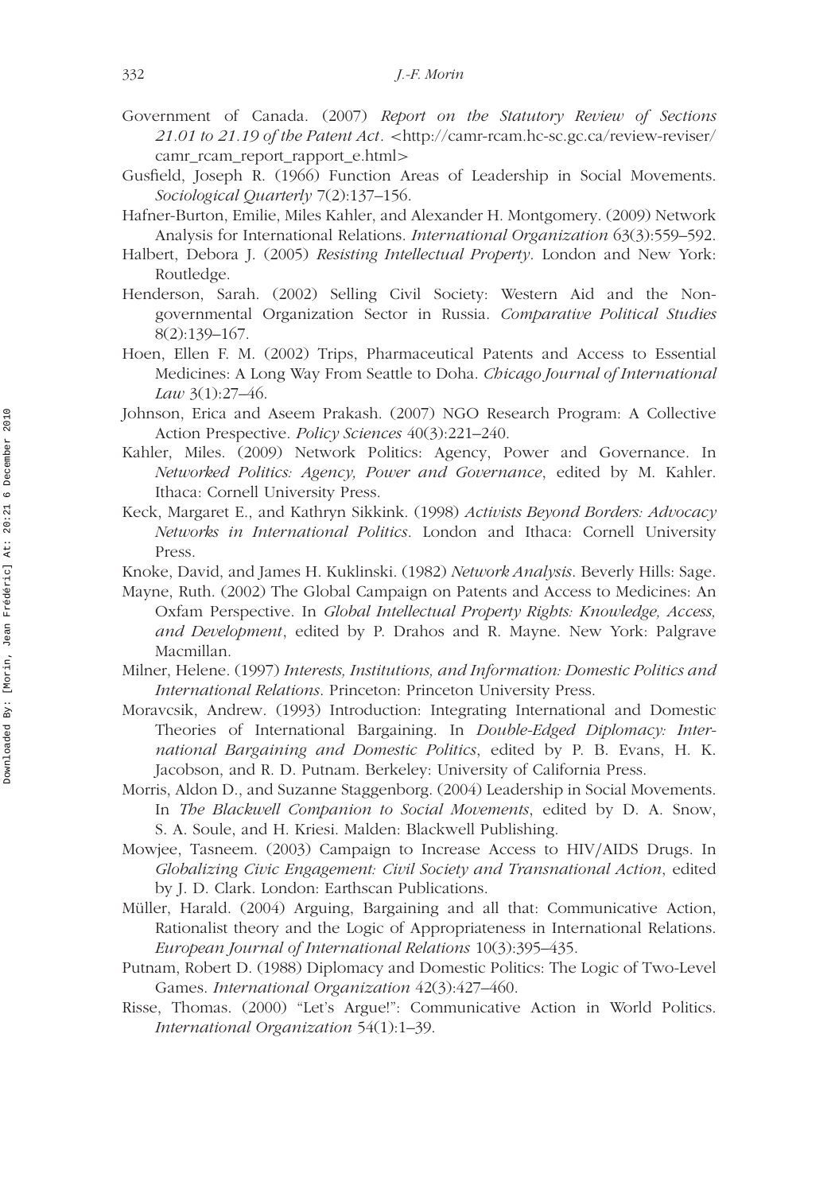Government of Canada. (2007) *Report on the Statutory Review of Sections 21.01 to 21.19 of the Patent Act*. <http://camr-rcam.hc-sc.gc.ca/review-reviser/camr_rcam_report_rapport_e.html>

Gusfield, Joseph R. (1966) Function Areas of Leadership in Social Movements. *Sociological Quarterly* 7(2):137–156.

Hafner-Burton, Emilie, Miles Kahler, and Alexander H. Montgomery. (2009) Network Analysis for International Relations. *International Organization* 63(3):559–592.

Halbert, Debora J. (2005) *Resisting Intellectual Property*. London and New York: Routledge.

Henderson, Sarah. (2002) Selling Civil Society: Western Aid and the Nongovernmental Organization Sector in Russia. *Comparative Political Studies* 8(2):139–167.

Hoen, Ellen F. M. (2002) Trips, Pharmaceutical Patents and Access to Essential Medicines: A Long Way From Seattle to Doha. *Chicago Journal of International Law* 3(1):27–46.

Johnson, Erica and Aseem Prakash. (2007) NGO Research Program: A Collective Action Prespective. *Policy Sciences* 40(3):221–240.

Kahler, Miles. (2009) Network Politics: Agency, Power and Governance. In *Networked Politics: Agency, Power and Governance*, edited by M. Kahler. Ithaca: Cornell University Press.

Keck, Margaret E., and Kathryn Sikkink. (1998) *Activists Beyond Borders: Advocacy Networks in International Politics*. London and Ithaca: Cornell University Press.

Knoke, David, and James H. Kuklinski. (1982) *Network Analysis*. Beverly Hills: Sage.

Mayne, Ruth. (2002) The Global Campaign on Patents and Access to Medicines: An Oxfam Perspective. In *Global Intellectual Property Rights: Knowledge, Access, and Development*, edited by P. Drahos and R. Mayne. New York: Palgrave Macmillan.

Milner, Helene. (1997) *Interests, Institutions, and Information: Domestic Politics and International Relations*. Princeton: Princeton University Press.

Moravcsik, Andrew. (1993) Introduction: Integrating International and Domestic Theories of International Bargaining. In *Double-Edged Diplomacy: International Bargaining and Domestic Politics*, edited by P. B. Evans, H. K. Jacobson, and R. D. Putnam. Berkeley: University of California Press.

Morris, Aldon D., and Suzanne Staggenborg. (2004) Leadership in Social Movements. In *The Blackwell Companion to Social Movements*, edited by D. A. Snow, S. A. Soule, and H. Kriesi. Malden: Blackwell Publishing.

Mowjee, Tasneem. (2003) Campaign to Increase Access to HIV/AIDS Drugs. In *Globalizing Civic Engagement: Civil Society and Transnational Action*, edited by J. D. Clark. London: Earthscan Publications.

Müller, Harald. (2004) Arguing, Bargaining and all that: Communicative Action, Rationalist theory and the Logic of Appropriateness in International Relations. *European Journal of International Relations* 10(3):395–435.

Putnam, Robert D. (1988) Diplomacy and Domestic Politics: The Logic of Two-Level Games. *International Organization* 42(3):427–460.

Risse, Thomas. (2000) "Let's Argue!": Communicative Action in World Politics. *International Organization* 54(1):1–39.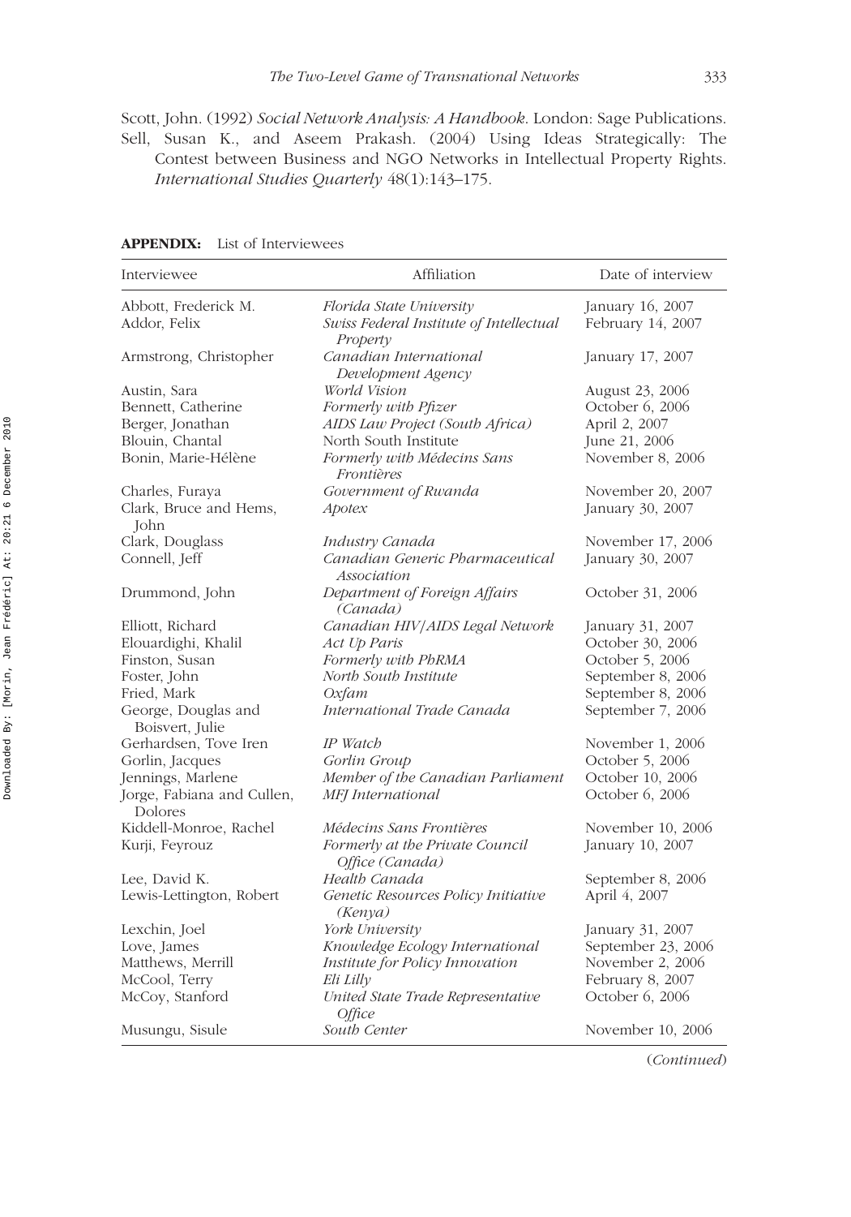Scott, John. (1992) *Social Network Analysis: A Handbook*. London: Sage Publications.

Sell, Susan K., and Aseem Prakash. (2004) Using Ideas Strategically: The Contest between Business and NGO Networks in Intellectual Property Rights. *International Studies Quarterly* 48(1):143–175.

**APPENDIX:** List of Interviewees

| Interviewee | Affiliation | Date of interview |
| --- | --- | --- |
| Abbott, Frederick M. | *Florida State University* | January 16, 2007 |
| Addor, Felix | *Swiss Federal Institute of Intellectual Property* | February 14, 2007 |
| Armstrong, Christopher | *Canadian International Development Agency* | January 17, 2007 |
| Austin, Sara | *World Vision* | August 23, 2006 |
| Bennett, Catherine | *Formerly with Pfizer* | October 6, 2006 |
| Berger, Jonathan | *AIDS Law Project (South Africa)* | April 2, 2007 |
| Blouin, Chantal | North South Institute | June 21, 2006 |
| Bonin, Marie-Hélène | *Formerly with Médecins Sans Frontières* | November 8, 2006 |
| Charles, Furaya | *Government of Rwanda* | November 20, 2007 |
| Clark, Bruce and Hems, John | *Apotex* | January 30, 2007 |
| Clark, Douglass | *Industry Canada* | November 17, 2006 |
| Connell, Jeff | *Canadian Generic Pharmaceutical Association* | January 30, 2007 |
| Drummond, John | *Department of Foreign Affairs (Canada)* | October 31, 2006 |
| Elliott, Richard | *Canadian HIV/AIDS Legal Network* | January 31, 2007 |
| Elouardighi, Khalil | *Act Up Paris* | October 30, 2006 |
| Finston, Susan | *Formerly with PhRMA* | October 5, 2006 |
| Foster, John | *North South Institute* | September 8, 2006 |
| Fried, Mark | *Oxfam* | September 8, 2006 |
| George, Douglas and Boisvert, Julie | *International Trade Canada* | September 7, 2006 |
| Gerhardsen, Tove Iren | *IP Watch* | November 1, 2006 |
| Gorlin, Jacques | *Gorlin Group* | October 5, 2006 |
| Jennings, Marlene | *Member of the Canadian Parliament* | October 10, 2006 |
| Jorge, Fabiana and Cullen, Dolores | *MFJ International* | October 6, 2006 |
| Kiddell-Monroe, Rachel | *Médecins Sans Frontières* | November 10, 2006 |
| Kurji, Feyrouz | *Formerly at the Private Council Office (Canada)* | January 10, 2007 |
| Lee, David K. | *Health Canada* | September 8, 2006 |
| Lewis-Lettington, Robert | *Genetic Resources Policy Initiative (Kenya)* | April 4, 2007 |
| Lexchin, Joel | *York University* | January 31, 2007 |
| Love, James | *Knowledge Ecology International* | September 23, 2006 |
| Matthews, Merrill | *Institute for Policy Innovation* | November 2, 2006 |
| McCool, Terry | *Eli Lilly* | February 8, 2007 |
| McCoy, Stanford | *United State Trade Representative Office* | October 6, 2006 |
| Musungu, Sisule | *South Center* | November 10, 2006 |

(*Continued*)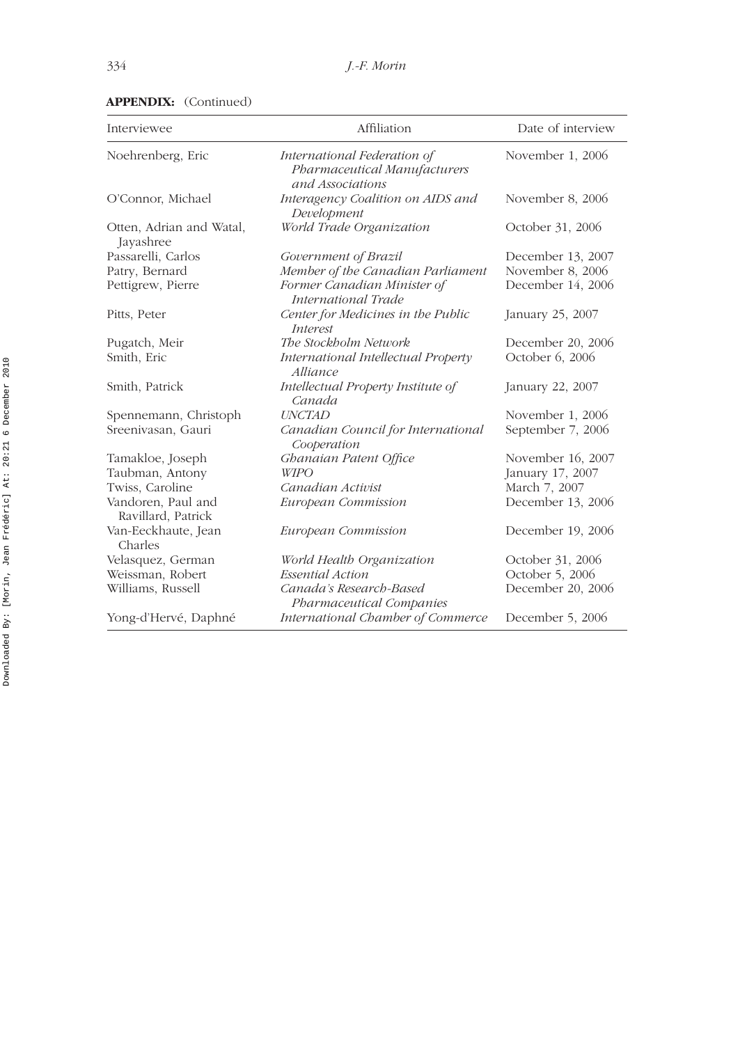**APPENDIX:** (Continued)

| Interviewee | Affiliation | Date of interview |
|---|---|---|
| Noehrenberg, Eric | *International Federation of Pharmaceutical Manufacturers and Associations* | November 1, 2006 |
| O'Connor, Michael | *Interagency Coalition on AIDS and Development* | November 8, 2006 |
| Otten, Adrian and Watal, Jayashree | *World Trade Organization* | October 31, 2006 |
| Passarelli, Carlos | *Government of Brazil* | December 13, 2007 |
| Patry, Bernard | *Member of the Canadian Parliament* | November 8, 2006 |
| Pettigrew, Pierre | *Former Canadian Minister of International Trade* | December 14, 2006 |
| Pitts, Peter | *Center for Medicines in the Public Interest* | January 25, 2007 |
| Pugatch, Meir | *The Stockholm Network* | December 20, 2006 |
| Smith, Eric | *International Intellectual Property Alliance* | October 6, 2006 |
| Smith, Patrick | *Intellectual Property Institute of Canada* | January 22, 2007 |
| Spennemann, Christoph | *UNCTAD* | November 1, 2006 |
| Sreenivasan, Gauri | *Canadian Council for International Cooperation* | September 7, 2006 |
| Tamakloe, Joseph | *Ghanaian Patent Office* | November 16, 2007 |
| Taubman, Antony | *WIPO* | January 17, 2007 |
| Twiss, Caroline | *Canadian Activist* | March 7, 2007 |
| Vandoren, Paul and Ravillard, Patrick | *European Commission* | December 13, 2006 |
| Van-Eeckhaute, Jean Charles | *European Commission* | December 19, 2006 |
| Velasquez, German | *World Health Organization* | October 31, 2006 |
| Weissman, Robert | *Essential Action* | October 5, 2006 |
| Williams, Russell | *Canada's Research-Based Pharmaceutical Companies* | December 20, 2006 |
| Yong-d'Hervé, Daphné | *International Chamber of Commerce* | December 5, 2006 |